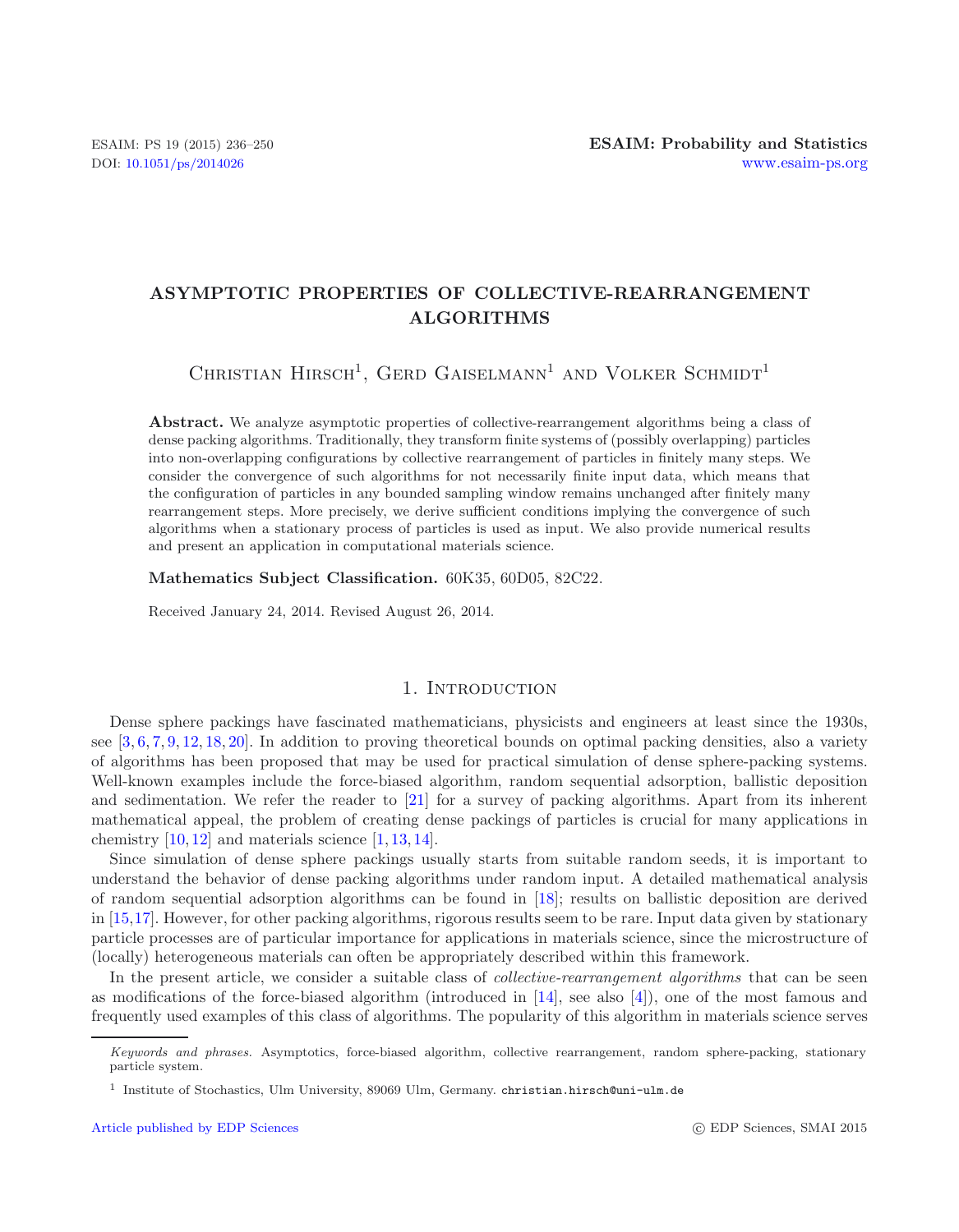# ASYMPTOTIC PROPERTIES OF COLLECTIVE-REARRANGEMENT ALGORITHMS

Christian Hirsch[1], Gerd Gaiselmann[1] and Volker Schmidt[1]

**Abstract.** We analyze asymptotic properties of collective-rearrangement algorithms being a class of dense packing algorithms. Traditionally, they transform finite systems of (possibly overlapping) particles into non-overlapping configurations by collective rearrangement of particles in finitely many steps. We consider the convergence of such algorithms for not necessarily finite input data, which means that the configuration of particles in any bounded sampling window remains unchanged after finitely many rearrangement steps. More precisely, we derive sufficient conditions implying the convergence of such algorithms when a stationary process of particles is used as input. We also provide numerical results and present an application in computational materials science.

**Mathematics Subject Classification.** 60K35, 60D05, 82C22.

Received January 24, 2014. Revised August 26, 2014.

## 1. Introduction

Dense sphere packings have fascinated mathematicians, physicists and engineers at least since the 1930s, see [3, 6, 7, 9, 12, 18, 20]. In addition to proving theoretical bounds on optimal packing densities, also a variety of algorithms has been proposed that may be used for practical simulation of dense sphere-packing systems. Well-known examples include the force-biased algorithm, random sequential adsorption, ballistic deposition and sedimentation. We refer the reader to [21] for a survey of packing algorithms. Apart from its inherent mathematical appeal, the problem of creating dense packings of particles is crucial for many applications in chemistry [10, 12] and materials science [1, 13, 14].

Since simulation of dense sphere packings usually starts from suitable random seeds, it is important to understand the behavior of dense packing algorithms under random input. A detailed mathematical analysis of random sequential adsorption algorithms can be found in [18]; results on ballistic deposition are derived in [15, 17]. However, for other packing algorithms, rigorous results seem to be rare. Input data given by stationary particle processes are of particular importance for applications in materials science, since the microstructure of (locally) heterogeneous materials can often be appropriately described within this framework.

In the present article, we consider a suitable class of *collective-rearrangement algorithms* that can be seen as modifications of the force-biased algorithm (introduced in [14], see also [4]), one of the most famous and frequently used examples of this class of algorithms. The popularity of this algorithm in materials science serves

*Keywords and phrases.* Asymptotics, force-biased algorithm, collective rearrangement, random sphere-packing, stationary particle system.

[1] Institute of Stochastics, Ulm University, 89069 Ulm, Germany. christian.hirsch@uni-ulm.de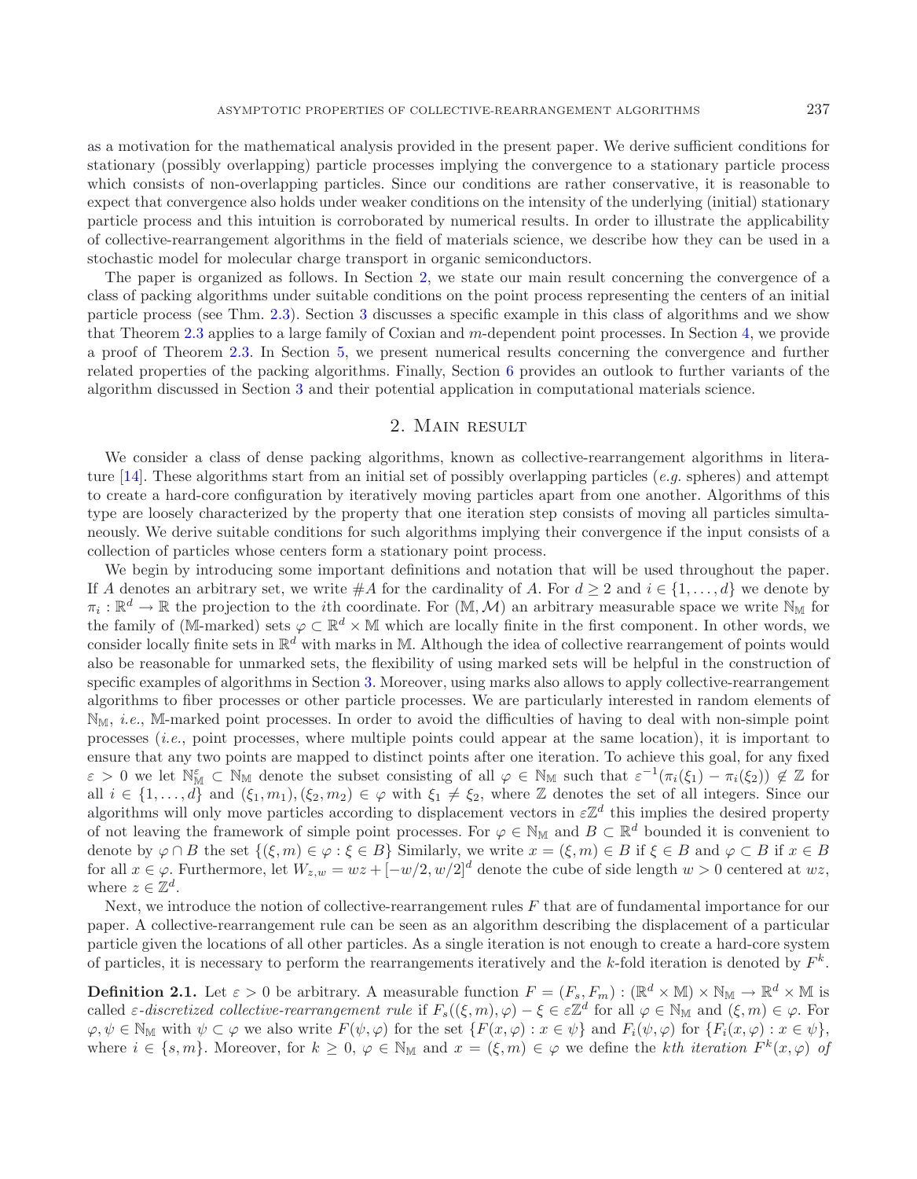as a motivation for the mathematical analysis provided in the present paper. We derive sufficient conditions for stationary (possibly overlapping) particle processes implying the convergence to a stationary particle process which consists of non-overlapping particles. Since our conditions are rather conservative, it is reasonable to expect that convergence also holds under weaker conditions on the intensity of the underlying (initial) stationary particle process and this intuition is corroborated by numerical results. In order to illustrate the applicability of collective-rearrangement algorithms in the field of materials science, we describe how they can be used in a stochastic model for molecular charge transport in organic semiconductors.

The paper is organized as follows. In Section 2, we state our main result concerning the convergence of a class of packing algorithms under suitable conditions on the point process representing the centers of an initial particle process (see Thm. 2.3). Section 3 discusses a specific example in this class of algorithms and we show that Theorem 2.3 applies to a large family of Coxian and $m$-dependent point processes. In Section 4, we provide a proof of Theorem 2.3. In Section 5, we present numerical results concerning the convergence and further related properties of the packing algorithms. Finally, Section 6 provides an outlook to further variants of the algorithm discussed in Section 3 and their potential application in computational materials science.

## 2. Main result

We consider a class of dense packing algorithms, known as collective-rearrangement algorithms in literature [14]. These algorithms start from an initial set of possibly overlapping particles (*e.g.* spheres) and attempt to create a hard-core configuration by iteratively moving particles apart from one another. Algorithms of this type are loosely characterized by the property that one iteration step consists of moving all particles simultaneously. We derive suitable conditions for such algorithms implying their convergence if the input consists of a collection of particles whose centers form a stationary point process.

We begin by introducing some important definitions and notation that will be used throughout the paper. If $A$ denotes an arbitrary set, we write $\#A$ for the cardinality of $A$. For $d \geq 2$ and $i \in \{1, \ldots, d\}$ we denote by $\pi_i : \mathbb{R}^d \to \mathbb{R}$ the projection to the $i$th coordinate. For $(\mathbb{M}, \mathcal{M})$ an arbitrary measurable space we write $\mathbb{N}_{\mathbb{M}}$ for the family of ($\mathbb{M}$-marked) sets $\varphi \subset \mathbb{R}^d \times \mathbb{M}$ which are locally finite in the first component. In other words, we consider locally finite sets in $\mathbb{R}^d$ with marks in $\mathbb{M}$. Although the idea of collective rearrangement of points would also be reasonable for unmarked sets, the flexibility of using marked sets will be helpful in the construction of specific examples of algorithms in Section 3. Moreover, using marks also allows to apply collective-rearrangement algorithms to fiber processes or other particle processes. We are particularly interested in random elements of $\mathbb{N}_{\mathbb{M}}$, *i.e.*, $\mathbb{M}$-marked point processes. In order to avoid the difficulties of having to deal with non-simple point processes (*i.e.*, point processes, where multiple points could appear at the same location), it is important to ensure that any two points are mapped to distinct points after one iteration. To achieve this goal, for any fixed $\varepsilon > 0$ we let $\mathbb{N}_{\mathbb{M}}^{\varepsilon} \subset \mathbb{N}_{\mathbb{M}}$ denote the subset consisting of all $\varphi \in \mathbb{N}_{\mathbb{M}}$ such that $\varepsilon^{-1}(\pi_i(\xi_1) - \pi_i(\xi_2)) \notin \mathbb{Z}$ for all $i \in \{1, \ldots, d\}$ and $(\xi_1, m_1), (\xi_2, m_2) \in \varphi$ with $\xi_1 \neq \xi_2$, where $\mathbb{Z}$ denotes the set of all integers. Since our algorithms will only move particles according to displacement vectors in $\varepsilon\mathbb{Z}^d$ this implies the desired property of not leaving the framework of simple point processes. For $\varphi \in \mathbb{N}_{\mathbb{M}}$ and $B \subset \mathbb{R}^d$ bounded it is convenient to denote by $\varphi \cap B$ the set $\{(\xi, m) \in \varphi : \xi \in B\}$ Similarly, we write $x = (\xi, m) \in B$ if $\xi \in B$ and $\varphi \subset B$ if $x \in B$ for all $x \in \varphi$. Furthermore, let $W_{z,w} = wz + [-w/2, w/2]^d$ denote the cube of side length $w > 0$ centered at $wz$, where $z \in \mathbb{Z}^d$.

Next, we introduce the notion of collective-rearrangement rules $F$ that are of fundamental importance for our paper. A collective-rearrangement rule can be seen as an algorithm describing the displacement of a particular particle given the locations of all other particles. As a single iteration is not enough to create a hard-core system of particles, it is necessary to perform the rearrangements iteratively and the $k$-fold iteration is denoted by $F^k$.

**Definition 2.1.** Let $\varepsilon > 0$ be arbitrary. A measurable function $F = (F_s, F_m) : (\mathbb{R}^d \times \mathbb{M}) \times \mathbb{N}_{\mathbb{M}} \to \mathbb{R}^d \times \mathbb{M}$ is called *$\varepsilon$-discretized collective-rearrangement rule* if $F_s((\xi, m), \varphi) - \xi \in \varepsilon\mathbb{Z}^d$ for all $\varphi \in \mathbb{N}_{\mathbb{M}}$ and $(\xi, m) \in \varphi$. For $\varphi, \psi \in \mathbb{N}_{\mathbb{M}}$ with $\psi \subset \varphi$ we also write $F(\psi, \varphi)$ for the set $\{F(x, \varphi) : x \in \psi\}$ and $F_i(\psi, \varphi)$ for $\{F_i(x, \varphi) : x \in \psi\}$, where $i \in \{s, m\}$. Moreover, for $k \geq 0$, $\varphi \in \mathbb{N}_{\mathbb{M}}$ and $x = (\xi, m) \in \varphi$ we define the *$k$th iteration $F^k(x, \varphi)$ of*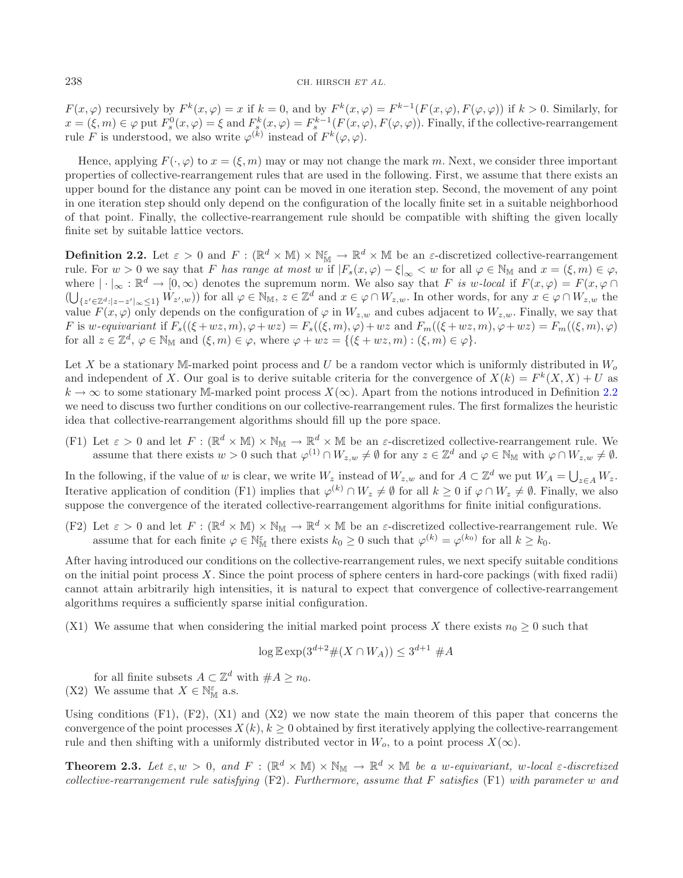$F(x,\varphi)$ recursively by $F^k(x,\varphi) = x$ if $k=0$, and by $F^k(x,\varphi) = F^{k-1}(F(x,\varphi), F(\varphi,\varphi))$ if $k>0$. Similarly, for $x = (\xi, m) \in \varphi$ put $F_s^0(x,\varphi) = \xi$ and $F_s^k(x,\varphi) = F_s^{k-1}(F(x,\varphi), F(\varphi,\varphi))$. Finally, if the collective-rearrangement rule $F$ is understood, we also write $\varphi^{(k)}$ instead of $F^k(\varphi,\varphi)$.

Hence, applying $F(\cdot,\varphi)$ to $x = (\xi, m)$ may or may not change the mark $m$. Next, we consider three important properties of collective-rearrangement rules that are used in the following. First, we assume that there exists an upper bound for the distance any point can be moved in one iteration step. Second, the movement of any point in one iteration step should only depend on the configuration of the locally finite set in a suitable neighborhood of that point. Finally, the collective-rearrangement rule should be compatible with shifting the given locally finite set by suitable lattice vectors.

**Definition 2.2.** Let $\varepsilon > 0$ and $F : (\mathbb{R}^d \times \mathbb{M}) \times \mathbb{N}_{\mathbb{M}}^{\varepsilon} \to \mathbb{R}^d \times \mathbb{M}$ be an $\varepsilon$-discretized collective-rearrangement rule. For $w > 0$ we say that $F$ *has range at most* $w$ if $|F_s(x,\varphi) - \xi|_\infty < w$ for all $\varphi \in \mathbb{N}_{\mathbb{M}}$ and $x = (\xi, m) \in \varphi$, where $|\cdot|_\infty : \mathbb{R}^d \to [0,\infty)$ denotes the supremum norm. We also say that $F$ *is w-local* if $F(x,\varphi) = F(x, \varphi \cap (\bigcup_{\{z' \in \mathbb{Z}^d : |z-z'|_\infty \le 1\}} W_{z',w}))$ for all $\varphi \in \mathbb{N}_{\mathbb{M}}$, $z \in \mathbb{Z}^d$ and $x \in \varphi \cap W_{z,w}$. In other words, for any $x \in \varphi \cap W_{z,w}$ the value $F(x,\varphi)$ only depends on the configuration of $\varphi$ in $W_{z,w}$ and cubes adjacent to $W_{z,w}$. Finally, we say that $F$ is *w-equivariant* if $F_s((\xi + wz, m), \varphi + wz) = F_s((\xi, m), \varphi) + wz$ and $F_m((\xi + wz, m), \varphi + wz) = F_m((\xi, m), \varphi)$ for all $z \in \mathbb{Z}^d$, $\varphi \in \mathbb{N}_{\mathbb{M}}$ and $(\xi, m) \in \varphi$, where $\varphi + wz = \{(\xi + wz, m) : (\xi, m) \in \varphi\}$.

Let $X$ be a stationary $\mathbb{M}$-marked point process and $U$ be a random vector which is uniformly distributed in $W_o$ and independent of $X$. Our goal is to derive suitable criteria for the convergence of $X(k) = F^k(X, X) + U$ as $k \to \infty$ to some stationary $\mathbb{M}$-marked point process $X(\infty)$. Apart from the notions introduced in Definition 2.2 we need to discuss two further conditions on our collective-rearrangement rules. The first formalizes the heuristic idea that collective-rearrangement algorithms should fill up the pore space.

(F1) Let $\varepsilon > 0$ and let $F : (\mathbb{R}^d \times \mathbb{M}) \times \mathbb{N}_{\mathbb{M}} \to \mathbb{R}^d \times \mathbb{M}$ be an $\varepsilon$-discretized collective-rearrangement rule. We assume that there exists $w > 0$ such that $\varphi^{(1)} \cap W_{z,w} \neq \emptyset$ for any $z \in \mathbb{Z}^d$ and $\varphi \in \mathbb{N}_{\mathbb{M}}$ with $\varphi \cap W_{z,w} \neq \emptyset$.

In the following, if the value of $w$ is clear, we write $W_z$ instead of $W_{z,w}$ and for $A \subset \mathbb{Z}^d$ we put $W_A = \bigcup_{z \in A} W_z$. Iterative application of condition (F1) implies that $\varphi^{(k)} \cap W_z \neq \emptyset$ for all $k \ge 0$ if $\varphi \cap W_z \neq \emptyset$. Finally, we also suppose the convergence of the iterated collective-rearrangement algorithms for finite initial configurations.

(F2) Let $\varepsilon > 0$ and let $F : (\mathbb{R}^d \times \mathbb{M}) \times \mathbb{N}_{\mathbb{M}} \to \mathbb{R}^d \times \mathbb{M}$ be an $\varepsilon$-discretized collective-rearrangement rule. We assume that for each finite $\varphi \in \mathbb{N}_{\mathbb{M}}^{\varepsilon}$ there exists $k_0 \ge 0$ such that $\varphi^{(k)} = \varphi^{(k_0)}$ for all $k \ge k_0$.

After having introduced our conditions on the collective-rearrangement rules, we next specify suitable conditions on the initial point process $X$. Since the point process of sphere centers in hard-core packings (with fixed radii) cannot attain arbitrarily high intensities, it is natural to expect that convergence of collective-rearrangement algorithms requires a sufficiently sparse initial configuration.

(X1) We assume that when considering the initial marked point process $X$ there exists $n_0 \ge 0$ such that

$$\log \mathbb{E} \exp(3^{d+2} \#(X \cap W_A)) \le 3^{d+1} \; \#A$$

for all finite subsets $A \subset \mathbb{Z}^d$ with $\#A \ge n_0$.

(X2) We assume that $X \in \mathbb{N}_{\mathbb{M}}^{\varepsilon}$ a.s.

Using conditions (F1), (F2), (X1) and (X2) we now state the main theorem of this paper that concerns the convergence of the point processes $X(k)$, $k \ge 0$ obtained by first iteratively applying the collective-rearrangement rule and then shifting with a uniformly distributed vector in $W_o$, to a point process $X(\infty)$.

**Theorem 2.3.** *Let $\varepsilon, w > 0$, and $F : (\mathbb{R}^d \times \mathbb{M}) \times \mathbb{N}_{\mathbb{M}} \to \mathbb{R}^d \times \mathbb{M}$ be a w-equivariant, w-local $\varepsilon$-discretized collective-rearrangement rule satisfying* (F2)*. Furthermore, assume that $F$ satisfies* (F1) *with parameter $w$ and*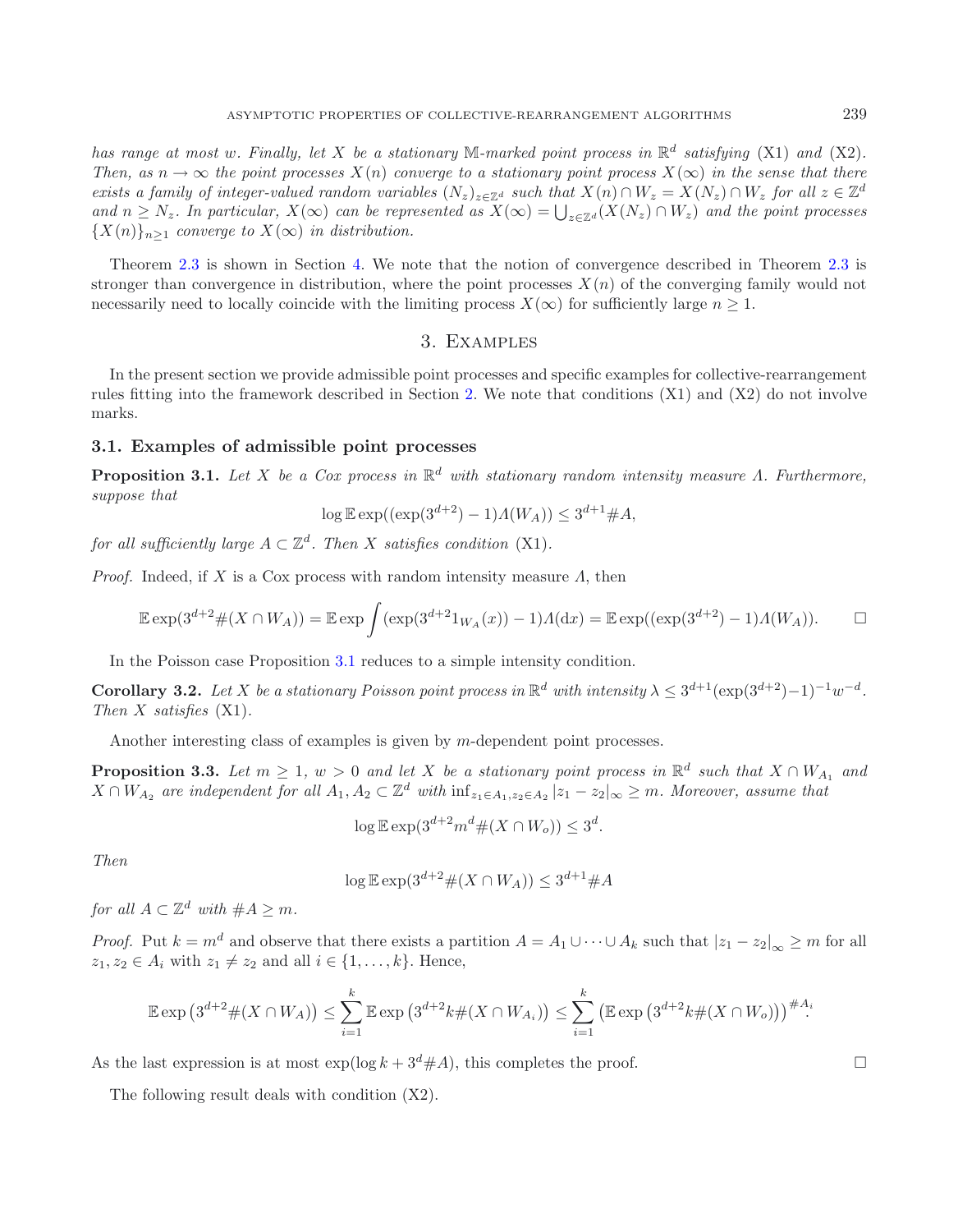*has range at most $w$. Finally, let $X$ be a stationary $\mathbb{M}$-marked point process in $\mathbb{R}^d$ satisfying* (X1) *and* (X2)*. Then, as $n \to \infty$ the point processes $X(n)$ converge to a stationary point process $X(\infty)$ in the sense that there exists a family of integer-valued random variables $(N_z)_{z\in\mathbb{Z}^d}$ such that $X(n) \cap W_z = X(N_z) \cap W_z$ for all $z \in \mathbb{Z}^d$ and $n \geq N_z$. In particular, $X(\infty)$ can be represented as $X(\infty) = \bigcup_{z\in\mathbb{Z}^d}(X(N_z) \cap W_z)$ and the point processes $\{X(n)\}_{n\geq 1}$ converge to $X(\infty)$ in distribution.*

Theorem 2.3 is shown in Section 4. We note that the notion of convergence described in Theorem 2.3 is stronger than convergence in distribution, where the point processes $X(n)$ of the converging family would not necessarily need to locally coincide with the limiting process $X(\infty)$ for sufficiently large $n \geq 1$.

## 3. Examples

In the present section we provide admissible point processes and specific examples for collective-rearrangement rules fitting into the framework described in Section 2. We note that conditions (X1) and (X2) do not involve marks.

### 3.1. Examples of admissible point processes

**Proposition 3.1.** *Let $X$ be a Cox process in $\mathbb{R}^d$ with stationary random intensity measure $\Lambda$. Furthermore, suppose that*

$$\log \mathbb{E}\exp((\exp(3^{d+2}) - 1)\Lambda(W_A)) \leq 3^{d+1}\#A,$$

*for all sufficiently large $A \subset \mathbb{Z}^d$. Then $X$ satisfies condition* (X1).

*Proof.* Indeed, if $X$ is a Cox process with random intensity measure $\Lambda$, then

$$\mathbb{E}\exp(3^{d+2}\#(X \cap W_A)) = \mathbb{E}\exp\int(\exp(3^{d+2}1_{W_A}(x)) - 1)\Lambda(\mathrm{d}x) = \mathbb{E}\exp((\exp(3^{d+2}) - 1)\Lambda(W_A)).$$

□

In the Poisson case Proposition 3.1 reduces to a simple intensity condition.

**Corollary 3.2.** *Let $X$ be a stationary Poisson point process in $\mathbb{R}^d$ with intensity $\lambda \leq 3^{d+1}(\exp(3^{d+2})-1)^{-1}w^{-d}$. Then $X$ satisfies* (X1).

Another interesting class of examples is given by $m$-dependent point processes.

**Proposition 3.3.** *Let $m \geq 1$, $w > 0$ and let $X$ be a stationary point process in $\mathbb{R}^d$ such that $X \cap W_{A_1}$ and $X \cap W_{A_2}$ are independent for all $A_1, A_2 \subset \mathbb{Z}^d$ with $\inf_{z_1\in A_1, z_2\in A_2} |z_1 - z_2|_\infty \geq m$. Moreover, assume that*

$$\log \mathbb{E}\exp(3^{d+2}m^d\#(X \cap W_o)) \leq 3^d.$$

*Then*

$$\log \mathbb{E}\exp(3^{d+2}\#(X \cap W_A)) \leq 3^{d+1}\#A$$

*for all $A \subset \mathbb{Z}^d$ with $\#A \geq m$.*

*Proof.* Put $k = m^d$ and observe that there exists a partition $A = A_1 \cup \cdots \cup A_k$ such that $|z_1 - z_2|_\infty \geq m$ for all $z_1, z_2 \in A_i$ with $z_1 \neq z_2$ and all $i \in \{1, \ldots, k\}$. Hence,

$$\mathbb{E}\exp\left(3^{d+2}\#(X \cap W_A)\right) \leq \sum_{i=1}^{k}\mathbb{E}\exp\left(3^{d+2}k\#(X \cap W_{A_i})\right) \leq \sum_{i=1}^{k}\left(\mathbb{E}\exp\left(3^{d+2}k\#(X \cap W_o)\right)\right)^{\#A_i}.$$

As the last expression is at most $\exp(\log k + 3^d\#A)$, this completes the proof. □

The following result deals with condition (X2).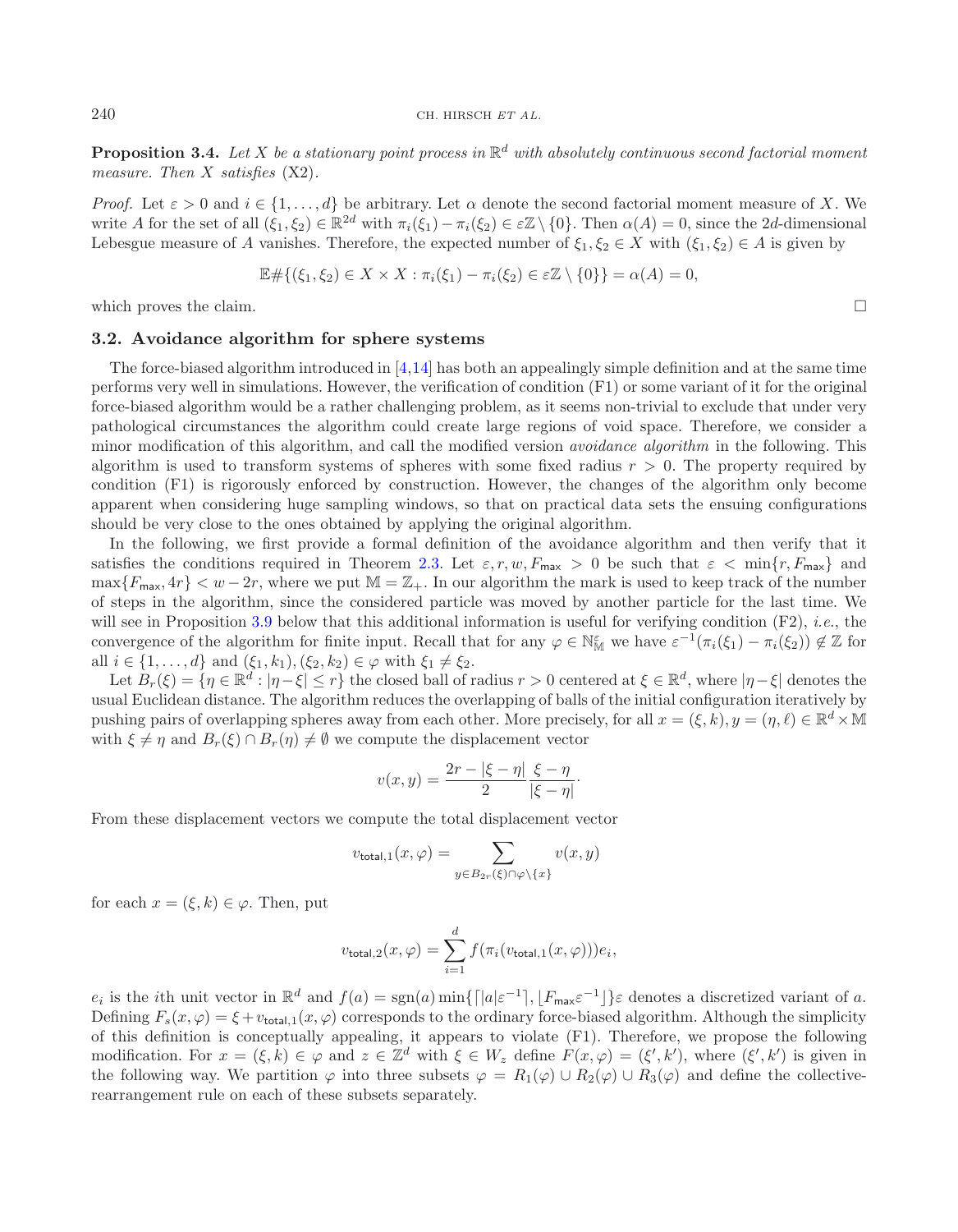**Proposition 3.4.** *Let $X$ be a stationary point process in $\mathbb{R}^d$ with absolutely continuous second factorial moment measure. Then $X$ satisfies* (X2).

*Proof.* Let $\varepsilon > 0$ and $i \in \{1, \ldots, d\}$ be arbitrary. Let $\alpha$ denote the second factorial moment measure of $X$. We write $A$ for the set of all $(\xi_1, \xi_2) \in \mathbb{R}^{2d}$ with $\pi_i(\xi_1) - \pi_i(\xi_2) \in \varepsilon\mathbb{Z} \setminus \{0\}$. Then $\alpha(A) = 0$, since the $2d$-dimensional Lebesgue measure of $A$ vanishes. Therefore, the expected number of $\xi_1, \xi_2 \in X$ with $(\xi_1, \xi_2) \in A$ is given by

$$\mathbb{E}\#\{(\xi_1, \xi_2) \in X \times X : \pi_i(\xi_1) - \pi_i(\xi_2) \in \varepsilon\mathbb{Z} \setminus \{0\}\} = \alpha(A) = 0,$$

which proves the claim. □

### 3.2. Avoidance algorithm for sphere systems

The force-biased algorithm introduced in [4,14] has both an appealingly simple definition and at the same time performs very well in simulations. However, the verification of condition (F1) or some variant of it for the original force-biased algorithm would be a rather challenging problem, as it seems non-trivial to exclude that under very pathological circumstances the algorithm could create large regions of void space. Therefore, we consider a minor modification of this algorithm, and call the modified version *avoidance algorithm* in the following. This algorithm is used to transform systems of spheres with some fixed radius $r > 0$. The property required by condition (F1) is rigorously enforced by construction. However, the changes of the algorithm only become apparent when considering huge sampling windows, so that on practical data sets the ensuing configurations should be very close to the ones obtained by applying the original algorithm.

In the following, we first provide a formal definition of the avoidance algorithm and then verify that it satisfies the conditions required in Theorem 2.3. Let $\varepsilon, r, w, F_{\mathsf{max}} > 0$ be such that $\varepsilon < \min\{r, F_{\mathsf{max}}\}$ and $\max\{F_{\mathsf{max}}, 4r\} < w - 2r$, where we put $\mathbb{M} = \mathbb{Z}_+$. In our algorithm the mark is used to keep track of the number of steps in the algorithm, since the considered particle was moved by another particle for the last time. We will see in Proposition 3.9 below that this additional information is useful for verifying condition (F2), *i.e.*, the convergence of the algorithm for finite input. Recall that for any $\varphi \in \mathbb{N}^{\varepsilon}_{\mathbb{M}}$ we have $\varepsilon^{-1}(\pi_i(\xi_1) - \pi_i(\xi_2)) \notin \mathbb{Z}$ for all $i \in \{1, \ldots, d\}$ and $(\xi_1, k_1), (\xi_2, k_2) \in \varphi$ with $\xi_1 \neq \xi_2$.

Let $B_r(\xi) = \{\eta \in \mathbb{R}^d : |\eta - \xi| \leq r\}$ the closed ball of radius $r > 0$ centered at $\xi \in \mathbb{R}^d$, where $|\eta - \xi|$ denotes the usual Euclidean distance. The algorithm reduces the overlapping of balls of the initial configuration iteratively by pushing pairs of overlapping spheres away from each other. More precisely, for all $x = (\xi, k), y = (\eta, \ell) \in \mathbb{R}^d \times \mathbb{M}$ with $\xi \neq \eta$ and $B_r(\xi) \cap B_r(\eta) \neq \emptyset$ we compute the displacement vector

$$v(x, y) = \frac{2r - |\xi - \eta|}{2} \frac{\xi - \eta}{|\xi - \eta|}\cdot$$

From these displacement vectors we compute the total displacement vector

$$v_{\mathsf{total},1}(x, \varphi) = \sum_{y \in B_{2r}(\xi) \cap \varphi \setminus \{x\}} v(x, y)$$

for each $x = (\xi, k) \in \varphi$. Then, put

$$v_{\mathsf{total},2}(x, \varphi) = \sum_{i=1}^{d} f(\pi_i(v_{\mathsf{total},1}(x, \varphi)))e_i,$$

$e_i$ is the $i$th unit vector in $\mathbb{R}^d$ and $f(a) = \operatorname{sgn}(a) \min\{\lceil |a|\varepsilon^{-1} \rceil, \lfloor F_{\mathsf{max}}\varepsilon^{-1} \rfloor\}\varepsilon$ denotes a discretized variant of $a$. Defining $F_s(x, \varphi) = \xi + v_{\mathsf{total},1}(x, \varphi)$ corresponds to the ordinary force-biased algorithm. Although the simplicity of this definition is conceptually appealing, it appears to violate (F1). Therefore, we propose the following modification. For $x = (\xi, k) \in \varphi$ and $z \in \mathbb{Z}^d$ with $\xi \in W_z$ define $F(x, \varphi) = (\xi', k')$, where $(\xi', k')$ is given in the following way. We partition $\varphi$ into three subsets $\varphi = R_1(\varphi) \cup R_2(\varphi) \cup R_3(\varphi)$ and define the collective-rearrangement rule on each of these subsets separately.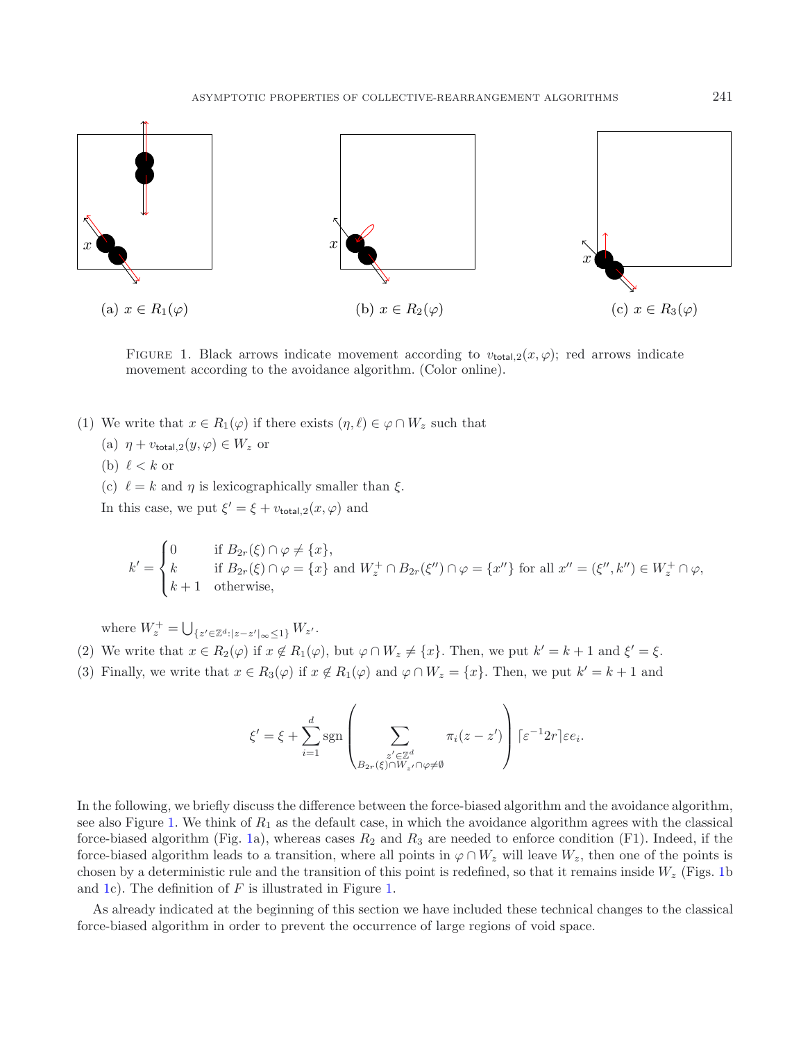(a) $x \in R_1(\varphi)$ (b) $x \in R_2(\varphi)$ (c) $x \in R_3(\varphi)$

FIGURE 1. Black arrows indicate movement according to $v_{\mathsf{total},2}(x,\varphi)$; red arrows indicate movement according to the avoidance algorithm. (Color online).

(1) We write that $x \in R_1(\varphi)$ if there exists $(\eta, \ell) \in \varphi \cap W_z$ such that
  (a) $\eta + v_{\mathsf{total},2}(y,\varphi) \in W_z$ or
  (b) $\ell < k$ or
  (c) $\ell = k$ and $\eta$ is lexicographically smaller than $\xi$.

  In this case, we put $\xi' = \xi + v_{\mathsf{total},2}(x,\varphi)$ and

$$k' = \begin{cases} 0 & \text{if } B_{2r}(\xi) \cap \varphi \neq \{x\}, \\ k & \text{if } B_{2r}(\xi) \cap \varphi = \{x\} \text{ and } W_z^+ \cap B_{2r}(\xi'') \cap \varphi = \{x''\} \text{ for all } x'' = (\xi'', k'') \in W_z^+ \cap \varphi, \\ k+1 & \text{otherwise,} \end{cases}$$

  where $W_z^+ = \bigcup_{\{z' \in \mathbb{Z}^d : |z - z'|_\infty \leq 1\}} W_{z'}$.

(2) We write that $x \in R_2(\varphi)$ if $x \notin R_1(\varphi)$, but $\varphi \cap W_z \neq \{x\}$. Then, we put $k' = k+1$ and $\xi' = \xi$.

(3) Finally, we write that $x \in R_3(\varphi)$ if $x \notin R_1(\varphi)$ and $\varphi \cap W_z = \{x\}$. Then, we put $k' = k+1$ and

$$\xi' = \xi + \sum_{i=1}^{d} \operatorname{sgn}\left( \sum_{\substack{z' \in \mathbb{Z}^d \\ B_{2r}(\xi) \cap W_{z'} \cap \varphi \neq \emptyset}} \pi_i(z - z') \right) \lceil \varepsilon^{-1} 2r \rceil \varepsilon e_i.$$

In the following, we briefly discuss the difference between the force-biased algorithm and the avoidance algorithm, see also Figure 1. We think of $R_1$ as the default case, in which the avoidance algorithm agrees with the classical force-biased algorithm (Fig. 1a), whereas cases $R_2$ and $R_3$ are needed to enforce condition (F1). Indeed, if the force-biased algorithm leads to a transition, where all points in $\varphi \cap W_z$ will leave $W_z$, then one of the points is chosen by a deterministic rule and the transition of this point is redefined, so that it remains inside $W_z$ (Figs. 1b and 1c). The definition of $F$ is illustrated in Figure 1.

As already indicated at the beginning of this section we have included these technical changes to the classical force-biased algorithm in order to prevent the occurrence of large regions of void space.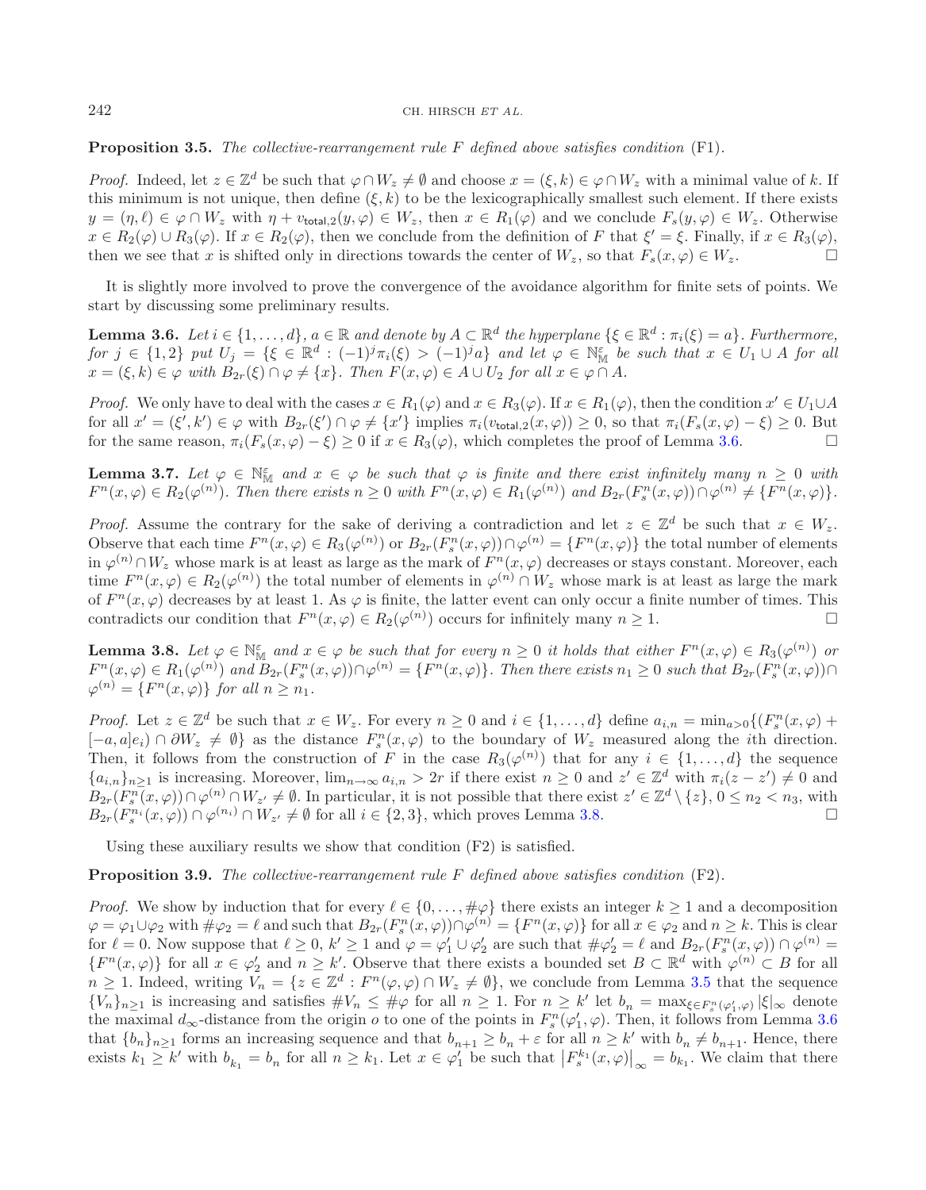**Proposition 3.5.** *The collective-rearrangement rule $F$ defined above satisfies condition* (F1)*.*

*Proof.* Indeed, let $z \in \mathbb{Z}^d$ be such that $\varphi \cap W_z \neq \emptyset$ and choose $x = (\xi, k) \in \varphi \cap W_z$ with a minimal value of $k$. If this minimum is not unique, then define $(\xi, k)$ to be the lexicographically smallest such element. If there exists $y = (\eta, \ell) \in \varphi \cap W_z$ with $\eta + v_{\mathsf{total},2}(y, \varphi) \in W_z$, then $x \in R_1(\varphi)$ and we conclude $F_s(y, \varphi) \in W_z$. Otherwise $x \in R_2(\varphi) \cup R_3(\varphi)$. If $x \in R_2(\varphi)$, then we conclude from the definition of $F$ that $\xi' = \xi$. Finally, if $x \in R_3(\varphi)$, then we see that $x$ is shifted only in directions towards the center of $W_z$, so that $F_s(x, \varphi) \in W_z$. $\square$

It is slightly more involved to prove the convergence of the avoidance algorithm for finite sets of points. We start by discussing some preliminary results.

**Lemma 3.6.** *Let $i \in \{1, \ldots, d\}$, $a \in \mathbb{R}$ and denote by $A \subset \mathbb{R}^d$ the hyperplane $\{\xi \in \mathbb{R}^d : \pi_i(\xi) = a\}$. Furthermore, for $j \in \{1, 2\}$ put $U_j = \{\xi \in \mathbb{R}^d : (-1)^j \pi_i(\xi) > (-1)^j a\}$ and let $\varphi \in \mathbb{N}^{\varepsilon}_{\mathbb{M}}$ be such that $x \in U_1 \cup A$ for all $x = (\xi, k) \in \varphi$ with $B_{2r}(\xi) \cap \varphi \neq \{x\}$. Then $F(x, \varphi) \in A \cup U_2$ for all $x \in \varphi \cap A$.*

*Proof.* We only have to deal with the cases $x \in R_1(\varphi)$ and $x \in R_3(\varphi)$. If $x \in R_1(\varphi)$, then the condition $x' \in U_1 \cup A$ for all $x' = (\xi', k') \in \varphi$ with $B_{2r}(\xi') \cap \varphi \neq \{x'\}$ implies $\pi_i(v_{\mathsf{total},2}(x, \varphi)) \geq 0$, so that $\pi_i(F_s(x, \varphi) - \xi) \geq 0$. But for the same reason, $\pi_i(F_s(x, \varphi) - \xi) \geq 0$ if $x \in R_3(\varphi)$, which completes the proof of Lemma 3.6. $\square$

**Lemma 3.7.** *Let $\varphi \in \mathbb{N}^{\varepsilon}_{\mathbb{M}}$ and $x \in \varphi$ be such that $\varphi$ is finite and there exist infinitely many $n \geq 0$ with $F^n(x, \varphi) \in R_2(\varphi^{(n)})$. Then there exists $n \geq 0$ with $F^n(x, \varphi) \in R_1(\varphi^{(n)})$ and $B_{2r}(F^n_s(x, \varphi)) \cap \varphi^{(n)} \neq \{F^n(x, \varphi)\}$.*

*Proof.* Assume the contrary for the sake of deriving a contradiction and let $z \in \mathbb{Z}^d$ be such that $x \in W_z$. Observe that each time $F^n(x, \varphi) \in R_3(\varphi^{(n)})$ or $B_{2r}(F^n_s(x, \varphi)) \cap \varphi^{(n)} = \{F^n(x, \varphi)\}$ the total number of elements in $\varphi^{(n)} \cap W_z$ whose mark is at least as large as the mark of $F^n(x, \varphi)$ decreases or stays constant. Moreover, each time $F^n(x, \varphi) \in R_2(\varphi^{(n)})$ the total number of elements in $\varphi^{(n)} \cap W_z$ whose mark is at least as large as the mark of $F^n(x, \varphi)$ decreases by at least 1. As $\varphi$ is finite, the latter event can only occur a finite number of times. This contradicts our condition that $F^n(x, \varphi) \in R_2(\varphi^{(n)})$ occurs for infinitely many $n \geq 1$. $\square$

**Lemma 3.8.** *Let $\varphi \in \mathbb{N}^{\varepsilon}_{\mathbb{M}}$ and $x \in \varphi$ be such that for every $n \geq 0$ it holds that either $F^n(x, \varphi) \in R_3(\varphi^{(n)})$ or $F^n(x, \varphi) \in R_1(\varphi^{(n)})$ and $B_{2r}(F^n_s(x, \varphi)) \cap \varphi^{(n)} = \{F^n(x, \varphi)\}$. Then there exists $n_1 \geq 0$ such that $B_{2r}(F^n_s(x, \varphi)) \cap \varphi^{(n)} = \{F^n(x, \varphi)\}$ for all $n \geq n_1$.*

*Proof.* Let $z \in \mathbb{Z}^d$ be such that $x \in W_z$. For every $n \geq 0$ and $i \in \{1, \ldots, d\}$ define $a_{i,n} = \min_{a > 0}\{(F^n_s(x, \varphi) + [-a, a]e_i) \cap \partial W_z \neq \emptyset\}$ as the distance $F^n_s(x, \varphi)$ to the boundary of $W_z$ measured along the $i$th direction. Then, it follows from the construction of $F$ in the case $R_3(\varphi^{(n)})$ that for any $i \in \{1, \ldots, d\}$ the sequence $\{a_{i,n}\}_{n \geq 1}$ is increasing. Moreover, $\lim_{n \to \infty} a_{i,n} > 2r$ if there exist $n \geq 0$ and $z' \in \mathbb{Z}^d$ with $\pi_i(z - z') \neq 0$ and $B_{2r}(F^n_s(x, \varphi)) \cap \varphi^{(n)} \cap W_{z'} \neq \emptyset$. In particular, it is not possible that there exist $z' \in \mathbb{Z}^d \setminus \{z\}$, $0 \leq n_2 < n_3$, with $B_{2r}(F^{n_i}_s(x, \varphi)) \cap \varphi^{(n_i)} \cap W_{z'} \neq \emptyset$ for all $i \in \{2, 3\}$, which proves Lemma 3.8. $\square$

Using these auxiliary results we show that condition (F2) is satisfied.

**Proposition 3.9.** *The collective-rearrangement rule $F$ defined above satisfies condition* (F2)*.*

*Proof.* We show by induction that for every $\ell \in \{0, \ldots, \#\varphi\}$ there exists an integer $k \geq 1$ and a decomposition $\varphi = \varphi_1 \cup \varphi_2$ with $\#\varphi_2 = \ell$ and such that $B_{2r}(F^n_s(x, \varphi)) \cap \varphi^{(n)} = \{F^n(x, \varphi)\}$ for all $x \in \varphi_2$ and $n \geq k$. This is clear for $\ell = 0$. Now suppose that $\ell \geq 0$, $k' \geq 1$ and $\varphi = \varphi'_1 \cup \varphi'_2$ are such that $\#\varphi'_2 = \ell$ and $B_{2r}(F^n_s(x, \varphi)) \cap \varphi^{(n)} = \{F^n(x, \varphi)\}$ for all $x \in \varphi'_2$ and $n \geq k'$. Observe that there exists a bounded set $B \subset \mathbb{R}^d$ with $\varphi^{(n)} \subset B$ for all $n \geq 1$. Indeed, writing $V_n = \{z \in \mathbb{Z}^d : F^n(\varphi, \varphi) \cap W_z \neq \emptyset\}$, we conclude from Lemma 3.5 that the sequence $\{V_n\}_{n \geq 1}$ is increasing and satisfies $\#V_n \leq \#\varphi$ for all $n \geq 1$. For $n \geq k'$ let $b_n = \max_{\xi \in F^n_s(\varphi'_1, \varphi)} |\xi|_\infty$ denote the maximal $d_\infty$-distance from the origin $o$ to one of the points in $F^n_s(\varphi'_1, \varphi)$. Then, it follows from Lemma 3.6 that $\{b_n\}_{n \geq 1}$ forms an increasing sequence and that $b_{n+1} \geq b_n + \varepsilon$ for all $n \geq k'$ with $b_n \neq b_{n+1}$. Hence, there exists $k_1 \geq k'$ with $b_{k_1} = b_n$ for all $n \geq k_1$. Let $x \in \varphi'_1$ be such that $\left|F^{k_1}_s(x, \varphi)\right|_\infty = b_{k_1}$. We claim that there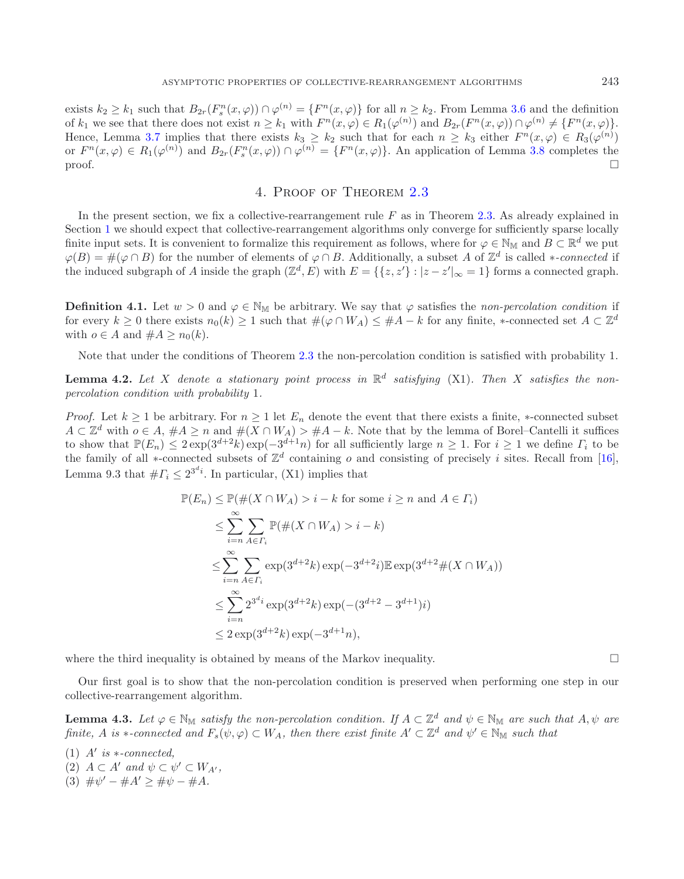exists $k_2 \geq k_1$ such that $B_{2r}(F_s^n(x,\varphi)) \cap \varphi^{(n)} = \{F^n(x,\varphi)\}$ for all $n \geq k_2$. From Lemma 3.6 and the definition of $k_1$ we see that there does not exist $n \geq k_1$ with $F^n(x,\varphi) \in R_1(\varphi^{(n)})$ and $B_{2r}(F^n(x,\varphi)) \cap \varphi^{(n)} \neq \{F^n(x,\varphi)\}$. Hence, Lemma 3.7 implies that there exists $k_3 \geq k_2$ such that for each $n \geq k_3$ either $F^n(x,\varphi) \in R_3(\varphi^{(n)})$ or $F^n(x,\varphi) \in R_1(\varphi^{(n)})$ and $B_{2r}(F_s^n(x,\varphi)) \cap \varphi^{(n)} = \{F^n(x,\varphi)\}$. An application of Lemma 3.8 completes the proof. □

## 4. Proof of Theorem 2.3

In the present section, we fix a collective-rearrangement rule $F$ as in Theorem 2.3. As already explained in Section 1 we should expect that collective-rearrangement algorithms only converge for sufficiently sparse locally finite input sets. It is convenient to formalize this requirement as follows, where for $\varphi \in \mathbb{N}_\mathbb{M}$ and $B \subset \mathbb{R}^d$ we put $\varphi(B) = \#(\varphi \cap B)$ for the number of elements of $\varphi \cap B$. Additionally, a subset $A$ of $\mathbb{Z}^d$ is called $*$*-connected* if the induced subgraph of $A$ inside the graph $(\mathbb{Z}^d, E)$ with $E = \{\{z,z'\} : |z - z'|_\infty = 1\}$ forms a connected graph.

**Definition 4.1.** Let $w > 0$ and $\varphi \in \mathbb{N}_\mathbb{M}$ be arbitrary. We say that $\varphi$ satisfies the *non-percolation condition* if for every $k \geq 0$ there exists $n_0(k) \geq 1$ such that $\#(\varphi \cap W_A) \leq \#A - k$ for any finite, $*$-connected set $A \subset \mathbb{Z}^d$ with $o \in A$ and $\#A \geq n_0(k)$.

Note that under the conditions of Theorem 2.3 the non-percolation condition is satisfied with probability 1.

**Lemma 4.2.** *Let $X$ denote a stationary point process in $\mathbb{R}^d$ satisfying* (X1). *Then $X$ satisfies the non-percolation condition with probability* 1.

*Proof.* Let $k \geq 1$ be arbitrary. For $n \geq 1$ let $E_n$ denote the event that there exists a finite, $*$-connected subset $A \subset \mathbb{Z}^d$ with $o \in A$, $\#A \geq n$ and $\#(X \cap W_A) > \#A - k$. Note that by the lemma of Borel–Cantelli it suffices to show that $\mathbb{P}(E_n) \leq 2\exp(3^{d+2}k)\exp(-3^{d+1}n)$ for all sufficiently large $n \geq 1$. For $i \geq 1$ we define $\Gamma_i$ to be the family of all $*$-connected subsets of $\mathbb{Z}^d$ containing $o$ and consisting of precisely $i$ sites. Recall from [16], Lemma 9.3 that $\#\Gamma_i \leq 2^{3^d i}$. In particular, (X1) implies that

$$
\begin{aligned}
\mathbb{P}(E_n) &\leq \mathbb{P}(\#(X \cap W_A) > i - k \text{ for some } i \geq n \text{ and } A \in \Gamma_i) \\
&\leq \sum_{i=n}^{\infty} \sum_{A \in \Gamma_i} \mathbb{P}(\#(X \cap W_A) > i - k) \\
&\leq \sum_{i=n}^{\infty} \sum_{A \in \Gamma_i} \exp(3^{d+2}k)\exp(-3^{d+2}i)\mathbb{E}\exp(3^{d+2}\#(X \cap W_A)) \\
&\leq \sum_{i=n}^{\infty} 2^{3^d i}\exp(3^{d+2}k)\exp(-(3^{d+2} - 3^{d+1})i) \\
&\leq 2\exp(3^{d+2}k)\exp(-3^{d+1}n),
\end{aligned}
$$

where the third inequality is obtained by means of the Markov inequality. □

Our first goal is to show that the non-percolation condition is preserved when performing one step in our collective-rearrangement algorithm.

**Lemma 4.3.** *Let $\varphi \in \mathbb{N}_\mathbb{M}$ satisfy the non-percolation condition. If $A \subset \mathbb{Z}^d$ and $\psi \in \mathbb{N}_\mathbb{M}$ are such that $A, \psi$ are finite, $A$ is $*$-connected and $F_s(\psi,\varphi) \subset W_A$, then there exist finite $A' \subset \mathbb{Z}^d$ and $\psi' \in \mathbb{N}_\mathbb{M}$ such that*

(1) *$A'$ is $*$-connected,*
(2) *$A \subset A'$ and $\psi \subset \psi' \subset W_{A'}$,*
(3) *$\#\psi' - \#A' \geq \#\psi - \#A$.*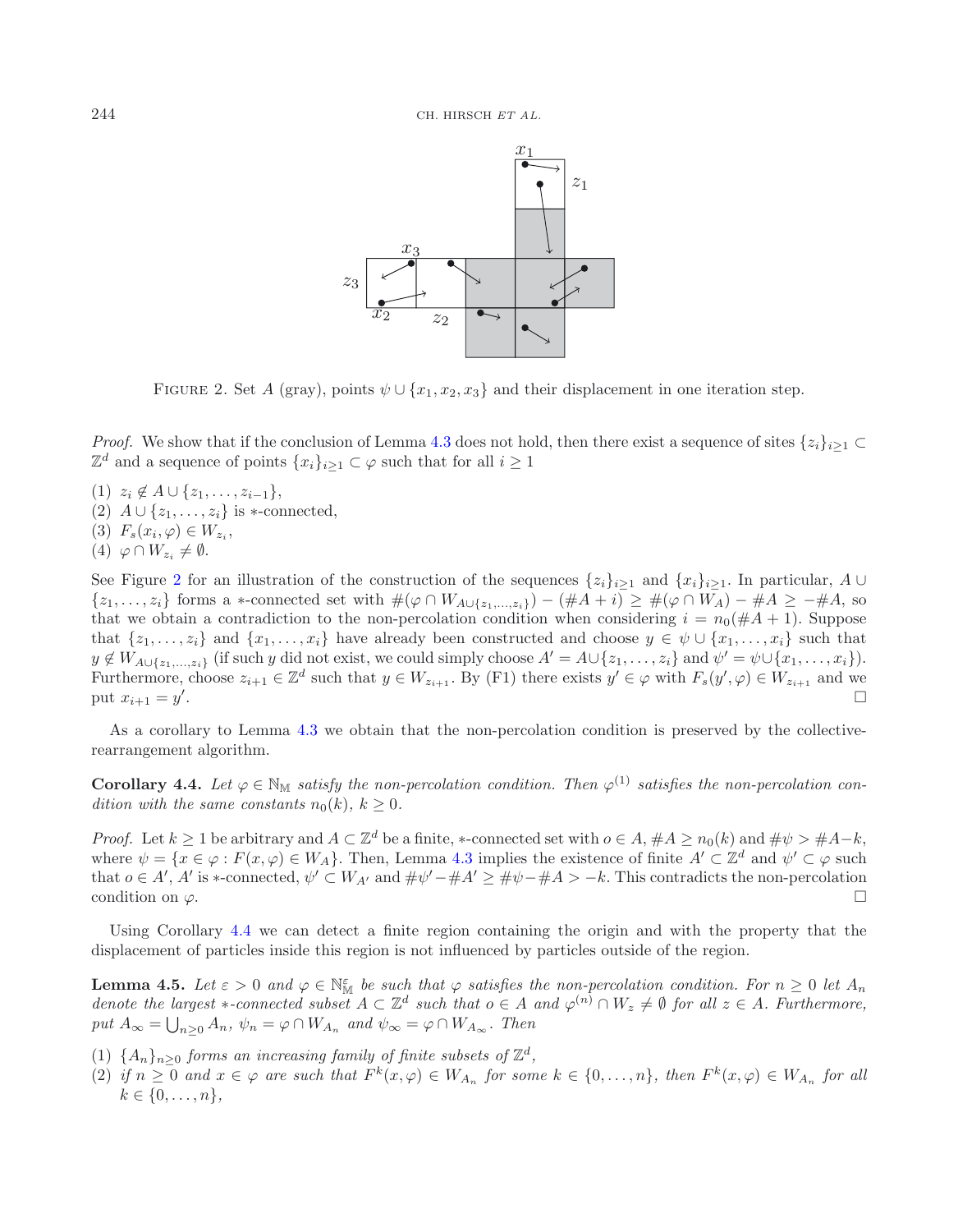FIGURE 2. Set $A$ (gray), points $\psi \cup \{x_1, x_2, x_3\}$ and their displacement in one iteration step.

*Proof.* We show that if the conclusion of Lemma 4.3 does not hold, then there exist a sequence of sites $\{z_i\}_{i\geq 1} \subset \mathbb{Z}^d$ and a sequence of points $\{x_i\}_{i\geq 1} \subset \varphi$ such that for all $i \geq 1$

(1) $z_i \notin A \cup \{z_1, \ldots, z_{i-1}\}$,
(2) $A \cup \{z_1, \ldots, z_i\}$ is $*$-connected,
(3) $F_s(x_i, \varphi) \in W_{z_i}$,
(4) $\varphi \cap W_{z_i} \neq \emptyset$.

See Figure 2 for an illustration of the construction of the sequences $\{z_i\}_{i\geq 1}$ and $\{x_i\}_{i\geq 1}$. In particular, $A \cup \{z_1, \ldots, z_i\}$ forms a $*$-connected set with $\#(\varphi \cap W_{A\cup\{z_1,\ldots,z_i\}}) - (\#A + i) \geq \#(\varphi \cap W_A) - \#A \geq -\#A$, so that we obtain a contradiction to the non-percolation condition when considering $i = n_0(\#A + 1)$. Suppose that $\{z_1, \ldots, z_i\}$ and $\{x_1, \ldots, x_i\}$ have already been constructed and choose $y \in \psi \cup \{x_1, \ldots, x_i\}$ such that $y \notin W_{A\cup\{z_1,\ldots,z_i\}}$ (if such $y$ did not exist, we could simply choose $A' = A \cup \{z_1, \ldots, z_i\}$ and $\psi' = \psi \cup \{x_1, \ldots, x_i\}$). Furthermore, choose $z_{i+1} \in \mathbb{Z}^d$ such that $y \in W_{z_{i+1}}$. By (F1) there exists $y' \in \varphi$ with $F_s(y', \varphi) \in W_{z_{i+1}}$ and we put $x_{i+1} = y'$. □

As a corollary to Lemma 4.3 we obtain that the non-percolation condition is preserved by the collective-rearrangement algorithm.

**Corollary 4.4.** *Let $\varphi \in \mathbb{N}_{\mathbb{M}}$ satisfy the non-percolation condition. Then $\varphi^{(1)}$ satisfies the non-percolation condition with the same constants $n_0(k)$, $k \geq 0$.*

*Proof.* Let $k \geq 1$ be arbitrary and $A \subset \mathbb{Z}^d$ be a finite, $*$-connected set with $o \in A$, $\#A \geq n_0(k)$ and $\#\psi > \#A - k$, where $\psi = \{x \in \varphi : F(x, \varphi) \in W_A\}$. Then, Lemma 4.3 implies the existence of finite $A' \subset \mathbb{Z}^d$ and $\psi' \subset \varphi$ such that $o \in A'$, $A'$ is $*$-connected, $\psi' \subset W_{A'}$ and $\#\psi' - \#A' \geq \#\psi - \#A > -k$. This contradicts the non-percolation condition on $\varphi$. □

Using Corollary 4.4 we can detect a finite region containing the origin and with the property that the displacement of particles inside this region is not influenced by particles outside of the region.

**Lemma 4.5.** *Let $\varepsilon > 0$ and $\varphi \in \mathbb{N}_{\mathbb{M}}^{\varepsilon}$ be such that $\varphi$ satisfies the non-percolation condition. For $n \geq 0$ let $A_n$ denote the largest $*$-connected subset $A \subset \mathbb{Z}^d$ such that $o \in A$ and $\varphi^{(n)} \cap W_z \neq \emptyset$ for all $z \in A$. Furthermore, put $A_\infty = \bigcup_{n\geq 0} A_n$, $\psi_n = \varphi \cap W_{A_n}$ and $\psi_\infty = \varphi \cap W_{A_\infty}$. Then*

(1) *$\{A_n\}_{n\geq 0}$ forms an increasing family of finite subsets of $\mathbb{Z}^d$,*
(2) *if $n \geq 0$ and $x \in \varphi$ are such that $F^k(x, \varphi) \in W_{A_n}$ for some $k \in \{0, \ldots, n\}$, then $F^k(x, \varphi) \in W_{A_n}$ for all $k \in \{0, \ldots, n\}$,*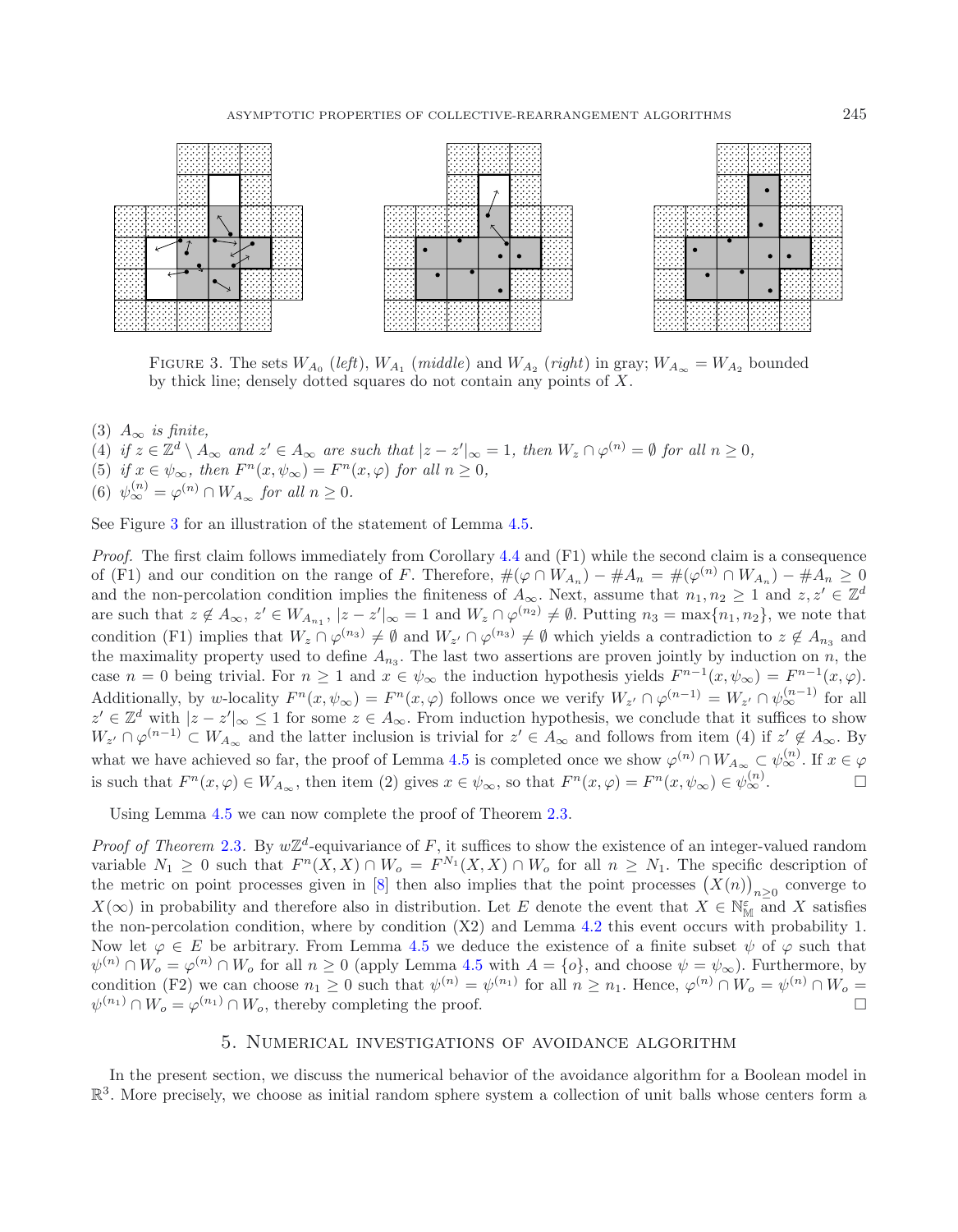FIGURE 3. The sets $W_{A_0}$ (*left*), $W_{A_1}$ (*middle*) and $W_{A_2}$ (*right*) in gray; $W_{A_\infty} = W_{A_2}$ bounded by thick line; densely dotted squares do not contain any points of $X$.

(3) $A_\infty$ *is finite,*
(4) *if* $z \in \mathbb{Z}^d \setminus A_\infty$ *and* $z' \in A_\infty$ *are such that* $|z - z'|_\infty = 1$, *then* $W_z \cap \varphi^{(n)} = \emptyset$ *for all* $n \geq 0$,
(5) *if* $x \in \psi_\infty$, *then* $F^n(x, \psi_\infty) = F^n(x, \varphi)$ *for all* $n \geq 0$,
(6) $\psi_\infty^{(n)} = \varphi^{(n)} \cap W_{A_\infty}$ *for all* $n \geq 0$.

See Figure 3 for an illustration of the statement of Lemma 4.5.

*Proof.* The first claim follows immediately from Corollary 4.4 and (F1) while the second claim is a consequence of (F1) and our condition on the range of $F$. Therefore, $\#(\varphi \cap W_{A_n}) - \#A_n = \#(\varphi^{(n)} \cap W_{A_n}) - \#A_n \geq 0$ and the non-percolation condition implies the finiteness of $A_\infty$. Next, assume that $n_1, n_2 \geq 1$ and $z, z' \in \mathbb{Z}^d$ are such that $z \notin A_\infty$, $z' \in W_{A_{n_1}}$, $|z - z'|_\infty = 1$ and $W_z \cap \varphi^{(n_2)} \neq \emptyset$. Putting $n_3 = \max\{n_1, n_2\}$, we note that condition (F1) implies that $W_z \cap \varphi^{(n_3)} \neq \emptyset$ and $W_{z'} \cap \varphi^{(n_3)} \neq \emptyset$ which yields a contradiction to $z \notin A_{n_3}$ and the maximality property used to define $A_{n_3}$. The last two assertions are proven jointly by induction on $n$, the case $n = 0$ being trivial. For $n \geq 1$ and $x \in \psi_\infty$ the induction hypothesis yields $F^{n-1}(x, \psi_\infty) = F^{n-1}(x, \varphi)$. Additionally, by $w$-locality $F^n(x, \psi_\infty) = F^n(x, \varphi)$ follows once we verify $W_{z'} \cap \varphi^{(n-1)} = W_{z'} \cap \psi_\infty^{(n-1)}$ for all $z' \in \mathbb{Z}^d$ with $|z - z'|_\infty \leq 1$ for some $z \in A_\infty$. From induction hypothesis, we conclude that it suffices to show $W_{z'} \cap \varphi^{(n-1)} \subset W_{A_\infty}$ and the latter inclusion is trivial for $z' \in A_\infty$ and follows from item (4) if $z' \notin A_\infty$. By what we have achieved so far, the proof of Lemma 4.5 is completed once we show $\varphi^{(n)} \cap W_{A_\infty} \subset \psi_\infty^{(n)}$. If $x \in \varphi$ is such that $F^n(x, \varphi) \in W_{A_\infty}$, then item (2) gives $x \in \psi_\infty$, so that $F^n(x, \varphi) = F^n(x, \psi_\infty) \in \psi_\infty^{(n)}$. $\square$

Using Lemma 4.5 we can now complete the proof of Theorem 2.3.

*Proof of Theorem* 2.3. By $w\mathbb{Z}^d$-equivariance of $F$, it suffices to show the existence of an integer-valued random variable $N_1 \geq 0$ such that $F^n(X, X) \cap W_o = F^{N_1}(X, X) \cap W_o$ for all $n \geq N_1$. The specific description of the metric on point processes given in [8] then also implies that the point processes $\big(X(n)\big)_{n \geq 0}$ converge to $X(\infty)$ in probability and therefore also in distribution. Let $E$ denote the event that $X \in \mathbb{N}_{\mathbb{M}}^{\varepsilon}$ and $X$ satisfies the non-percolation condition, where by condition (X2) and Lemma 4.2 this event occurs with probability 1. Now let $\varphi \in E$ be arbitrary. From Lemma 4.5 we deduce the existence of a finite subset $\psi$ of $\varphi$ such that $\psi^{(n)} \cap W_o = \varphi^{(n)} \cap W_o$ for all $n \geq 0$ (apply Lemma 4.5 with $A = \{o\}$, and choose $\psi = \psi_\infty$). Furthermore, by condition (F2) we can choose $n_1 \geq 0$ such that $\psi^{(n)} = \psi^{(n_1)}$ for all $n \geq n_1$. Hence, $\varphi^{(n)} \cap W_o = \psi^{(n)} \cap W_o = \psi^{(n_1)} \cap W_o = \varphi^{(n_1)} \cap W_o$, thereby completing the proof. $\square$

## 5. Numerical investigations of avoidance algorithm

In the present section, we discuss the numerical behavior of the avoidance algorithm for a Boolean model in $\mathbb{R}^3$. More precisely, we choose as initial random sphere system a collection of unit balls whose centers form a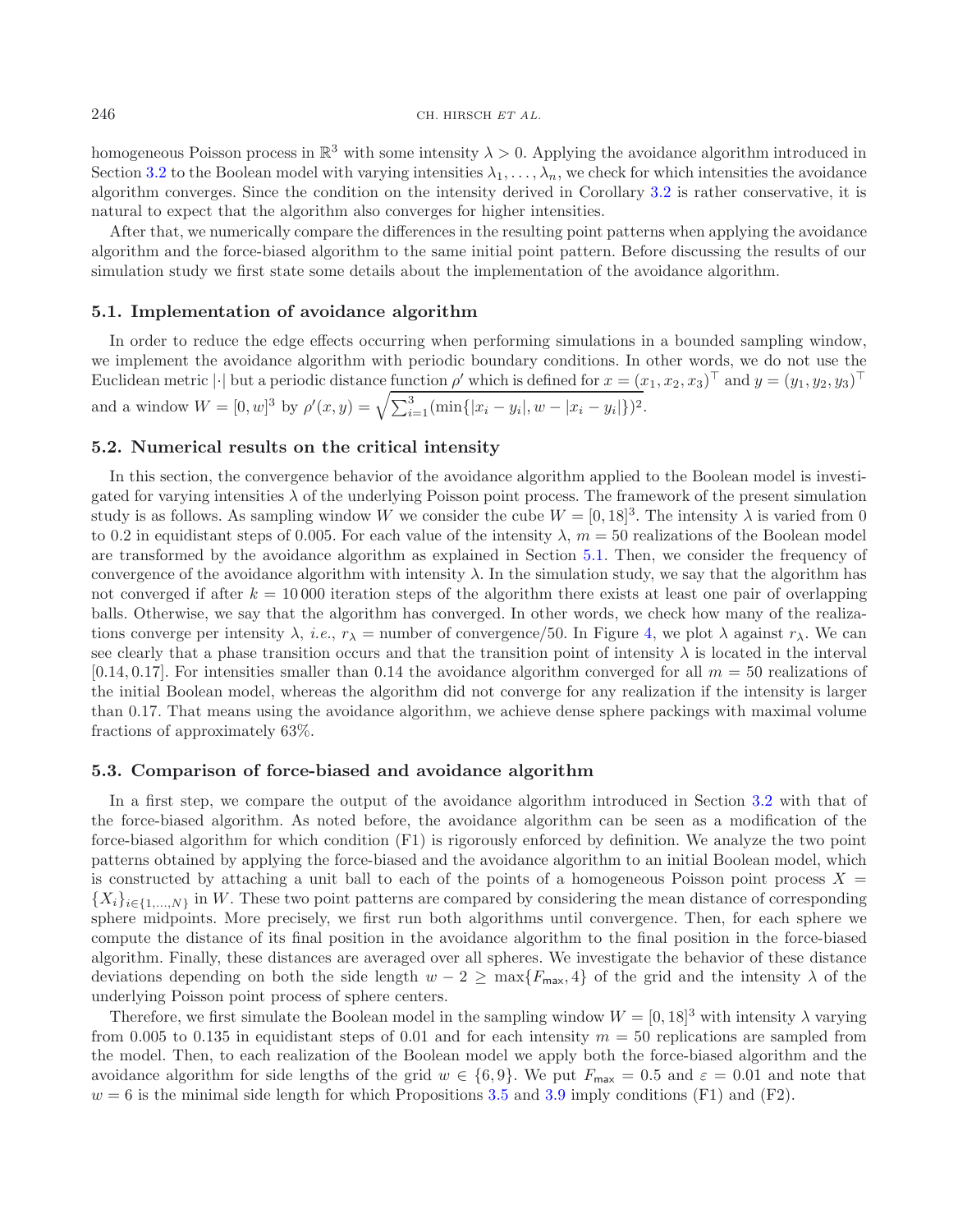homogeneous Poisson process in $\mathbb{R}^3$ with some intensity $\lambda > 0$. Applying the avoidance algorithm introduced in Section 3.2 to the Boolean model with varying intensities $\lambda_1, \ldots, \lambda_n$, we check for which intensities the avoidance algorithm converges. Since the condition on the intensity derived in Corollary 3.2 is rather conservative, it is natural to expect that the algorithm also converges for higher intensities.

After that, we numerically compare the differences in the resulting point patterns when applying the avoidance algorithm and the force-biased algorithm to the same initial point pattern. Before discussing the results of our simulation study we first state some details about the implementation of the avoidance algorithm.

### 5.1. Implementation of avoidance algorithm

In order to reduce the edge effects occurring when performing simulations in a bounded sampling window, we implement the avoidance algorithm with periodic boundary conditions. In other words, we do not use the Euclidean metric $|\cdot|$ but a periodic distance function $\rho'$ which is defined for $x = (x_1, x_2, x_3)^\top$ and $y = (y_1, y_2, y_3)^\top$ and a window $W = [0, w]^3$ by $\rho'(x, y) = \sqrt{\sum_{i=1}^{3}(\min\{|x_i - y_i|, w - |x_i - y_i|\})^2}$.

### 5.2. Numerical results on the critical intensity

In this section, the convergence behavior of the avoidance algorithm applied to the Boolean model is investigated for varying intensities $\lambda$ of the underlying Poisson point process. The framework of the present simulation study is as follows. As sampling window $W$ we consider the cube $W = [0, 18]^3$. The intensity $\lambda$ is varied from 0 to 0.2 in equidistant steps of 0.005. For each value of the intensity $\lambda$, $m = 50$ realizations of the Boolean model are transformed by the avoidance algorithm as explained in Section 5.1. Then, we consider the frequency of convergence of the avoidance algorithm with intensity $\lambda$. In the simulation study, we say that the algorithm has not converged if after $k = 10\,000$ iteration steps of the algorithm there exists at least one pair of overlapping balls. Otherwise, we say that the algorithm has converged. In other words, we check how many of the realizations converge per intensity $\lambda$, *i.e.*, $r_\lambda$ = number of convergence/50. In Figure 4, we plot $\lambda$ against $r_\lambda$. We can see clearly that a phase transition occurs and that the transition point of intensity $\lambda$ is located in the interval $[0.14, 0.17]$. For intensities smaller than 0.14 the avoidance algorithm converged for all $m = 50$ realizations of the initial Boolean model, whereas the algorithm did not converge for any realization if the intensity is larger than 0.17. That means using the avoidance algorithm, we achieve dense sphere packings with maximal volume fractions of approximately 63%.

### 5.3. Comparison of force-biased and avoidance algorithm

In a first step, we compare the output of the avoidance algorithm introduced in Section 3.2 with that of the force-biased algorithm. As noted before, the avoidance algorithm can be seen as a modification of the force-biased algorithm for which condition (F1) is rigorously enforced by definition. We analyze the two point patterns obtained by applying the force-biased and the avoidance algorithm to an initial Boolean model, which is constructed by attaching a unit ball to each of the points of a homogeneous Poisson point process $X = \{X_i\}_{i \in \{1,\ldots,N\}}$ in $W$. These two point patterns are compared by considering the mean distance of corresponding sphere midpoints. More precisely, we first run both algorithms until convergence. Then, for each sphere we compute the distance of its final position in the avoidance algorithm to the final position in the force-biased algorithm. Finally, these distances are averaged over all spheres. We investigate the behavior of these distance deviations depending on both the side length $w - 2 \geq \max\{F_{\mathsf{max}}, 4\}$ of the grid and the intensity $\lambda$ of the underlying Poisson point process of sphere centers.

Therefore, we first simulate the Boolean model in the sampling window $W = [0, 18]^3$ with intensity $\lambda$ varying from 0.005 to 0.135 in equidistant steps of 0.01 and for each intensity $m = 50$ replications are sampled from the model. Then, to each realization of the Boolean model we apply both the force-biased algorithm and the avoidance algorithm for side lengths of the grid $w \in \{6, 9\}$. We put $F_{\mathsf{max}} = 0.5$ and $\varepsilon = 0.01$ and note that $w = 6$ is the minimal side length for which Propositions 3.5 and 3.9 imply conditions (F1) and (F2).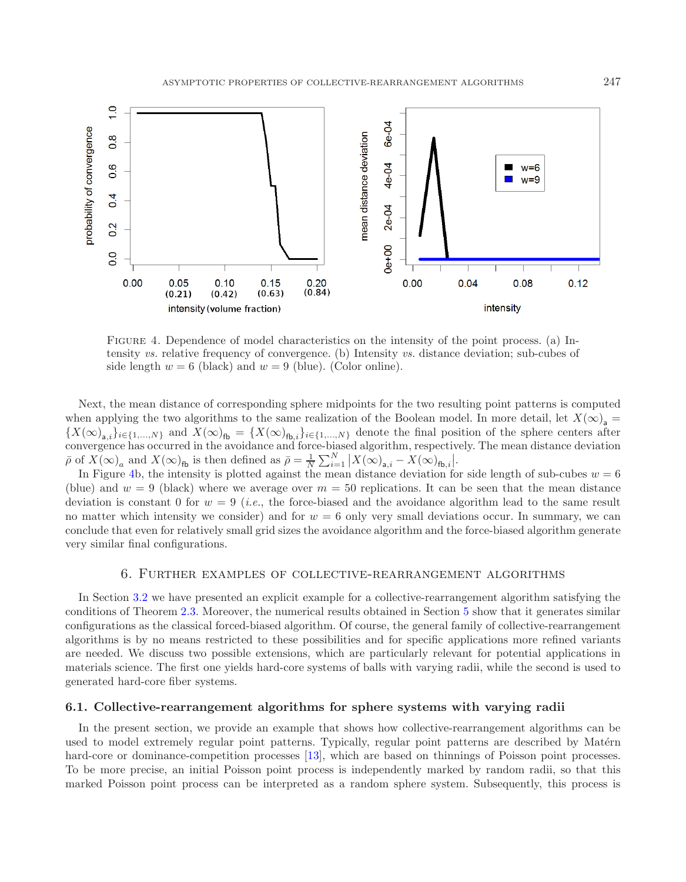FIGURE 4. Dependence of model characteristics on the intensity of the point process. (a) Intensity *vs.* relative frequency of convergence. (b) Intensity *vs.* distance deviation; sub-cubes of side length $w = 6$ (black) and $w = 9$ (blue). (Color online).

Next, the mean distance of corresponding sphere midpoints for the two resulting point patterns is computed when applying the two algorithms to the same realization of the Boolean model. In more detail, let $X(\infty)_{\mathsf{a}} = \{X(\infty)_{\mathsf{a},i}\}_{i\in\{1,\dots,N\}}$ and $X(\infty)_{\mathsf{fb}} = \{X(\infty)_{\mathsf{fb},i}\}_{i\in\{1,\dots,N\}}$ denote the final position of the sphere centers after convergence has occurred in the avoidance and force-biased algorithm, respectively. The mean distance deviation $\bar{\rho}$ of $X(\infty)_a$ and $X(\infty)_{\mathsf{fb}}$ is then defined as $\bar{\rho} = \frac{1}{N}\sum_{i=1}^{N} \left|X(\infty)_{\mathsf{a},i} - X(\infty)_{\mathsf{fb},i}\right|$.

In Figure 4b, the intensity is plotted against the mean distance deviation for side length of sub-cubes $w = 6$ (blue) and $w = 9$ (black) where we average over $m = 50$ replications. It can be seen that the mean distance deviation is constant 0 for $w = 9$ (*i.e.*, the force-biased and the avoidance algorithm lead to the same result no matter which intensity we consider) and for $w = 6$ only very small deviations occur. In summary, we can conclude that even for relatively small grid sizes the avoidance algorithm and the force-biased algorithm generate very similar final configurations.

## 6. Further examples of collective-rearrangement algorithms

In Section 3.2 we have presented an explicit example for a collective-rearrangement algorithm satisfying the conditions of Theorem 2.3. Moreover, the numerical results obtained in Section 5 show that it generates similar configurations as the classical forced-biased algorithm. Of course, the general family of collective-rearrangement algorithms is by no means restricted to these possibilities and for specific applications more refined variants are needed. We discuss two possible extensions, which are particularly relevant for potential applications in materials science. The first one yields hard-core systems of balls with varying radii, while the second is used to generated hard-core fiber systems.

### 6.1. Collective-rearrangement algorithms for sphere systems with varying radii

In the present section, we provide an example that shows how collective-rearrangement algorithms can be used to model extremely regular point patterns. Typically, regular point patterns are described by Matérn hard-core or dominance-competition processes [13], which are based on thinnings of Poisson point processes. To be more precise, an initial Poisson point process is independently marked by random radii, so that this marked Poisson point process can be interpreted as a random sphere system. Subsequently, this process is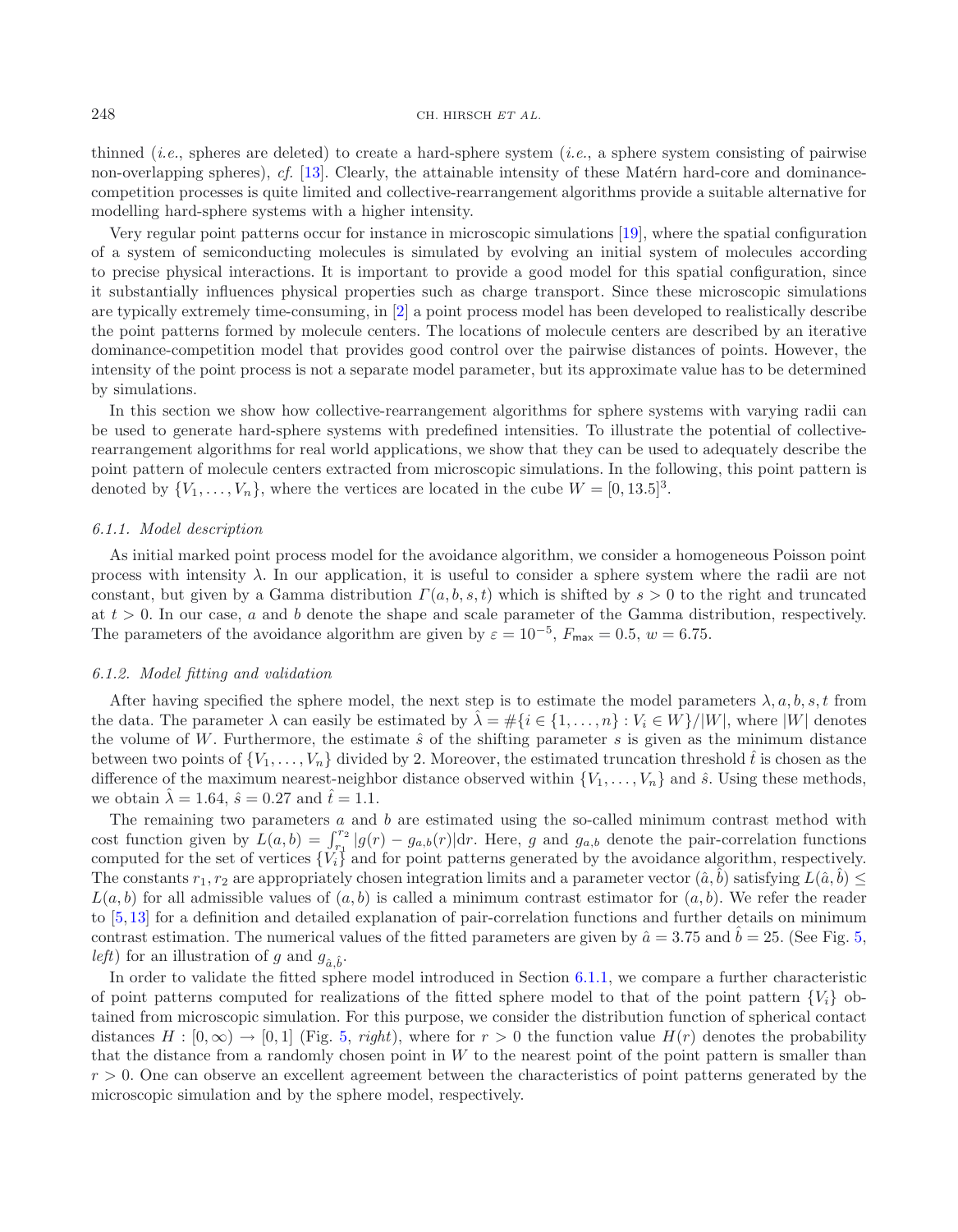thinned (*i.e.*, spheres are deleted) to create a hard-sphere system (*i.e.*, a sphere system consisting of pairwise non-overlapping spheres), *cf.* [13]. Clearly, the attainable intensity of these Matérn hard-core and dominance-competition processes is quite limited and collective-rearrangement algorithms provide a suitable alternative for modelling hard-sphere systems with a higher intensity.

Very regular point patterns occur for instance in microscopic simulations [19], where the spatial configuration of a system of semiconducting molecules is simulated by evolving an initial system of molecules according to precise physical interactions. It is important to provide a good model for this spatial configuration, since it substantially influences physical properties such as charge transport. Since these microscopic simulations are typically extremely time-consuming, in [2] a point process model has been developed to realistically describe the point patterns formed by molecule centers. The locations of molecule centers are described by an iterative dominance-competition model that provides good control over the pairwise distances of points. However, the intensity of the point process is not a separate model parameter, but its approximate value has to be determined by simulations.

In this section we show how collective-rearrangement algorithms for sphere systems with varying radii can be used to generate hard-sphere systems with predefined intensities. To illustrate the potential of collective-rearrangement algorithms for real world applications, we show that they can be used to adequately describe the point pattern of molecule centers extracted from microscopic simulations. In the following, this point pattern is denoted by $\{V_1, \ldots, V_n\}$, where the vertices are located in the cube $W = [0, 13.5]^3$.

#### 6.1.1. Model description

As initial marked point process model for the avoidance algorithm, we consider a homogeneous Poisson point process with intensity $\lambda$. In our application, it is useful to consider a sphere system where the radii are not constant, but given by a Gamma distribution $\Gamma(a, b, s, t)$ which is shifted by $s > 0$ to the right and truncated at $t > 0$. In our case, $a$ and $b$ denote the shape and scale parameter of the Gamma distribution, respectively. The parameters of the avoidance algorithm are given by $\varepsilon = 10^{-5}$, $F_{\mathsf{max}} = 0.5$, $w = 6.75$.

#### 6.1.2. Model fitting and validation

After having specified the sphere model, the next step is to estimate the model parameters $\lambda, a, b, s, t$ from the data. The parameter $\lambda$ can easily be estimated by $\hat{\lambda} = \#\{i \in \{1, \ldots, n\} : V_i \in W\}/|W|$, where $|W|$ denotes the volume of $W$. Furthermore, the estimate $\hat{s}$ of the shifting parameter $s$ is given as the minimum distance between two points of $\{V_1, \ldots, V_n\}$ divided by 2. Moreover, the estimated truncation threshold $\hat{t}$ is chosen as the difference of the maximum nearest-neighbor distance observed within $\{V_1, \ldots, V_n\}$ and $\hat{s}$. Using these methods, we obtain $\hat{\lambda} = 1.64$, $\hat{s} = 0.27$ and $\hat{t} = 1.1$.

The remaining two parameters $a$ and $b$ are estimated using the so-called minimum contrast method with cost function given by $L(a, b) = \int_{r_1}^{r_2} |g(r) - g_{a,b}(r)| \mathrm{d}r$. Here, $g$ and $g_{a,b}$ denote the pair-correlation functions computed for the set of vertices $\{V_i\}$ and for point patterns generated by the avoidance algorithm, respectively. The constants $r_1, r_2$ are appropriately chosen integration limits and a parameter vector $(\hat{a}, \hat{b})$ satisfying $L(\hat{a}, \hat{b}) \leq L(a, b)$ for all admissible values of $(a, b)$ is called a minimum contrast estimator for $(a, b)$. We refer the reader to [5, 13] for a definition and detailed explanation of pair-correlation functions and further details on minimum contrast estimation. The numerical values of the fitted parameters are given by $\hat{a} = 3.75$ and $\hat{b} = 25$. (See Fig. 5, *left*) for an illustration of $g$ and $g_{\hat{a},\hat{b}}$.

In order to validate the fitted sphere model introduced in Section 6.1.1, we compare a further characteristic of point patterns computed for realizations of the fitted sphere model to that of the point pattern $\{V_i\}$ obtained from microscopic simulation. For this purpose, we consider the distribution function of spherical contact distances $H : [0, \infty) \to [0, 1]$ (Fig. 5, *right*), where for $r > 0$ the function value $H(r)$ denotes the probability that the distance from a randomly chosen point in $W$ to the nearest point of the point pattern is smaller than $r > 0$. One can observe an excellent agreement between the characteristics of point patterns generated by the microscopic simulation and by the sphere model, respectively.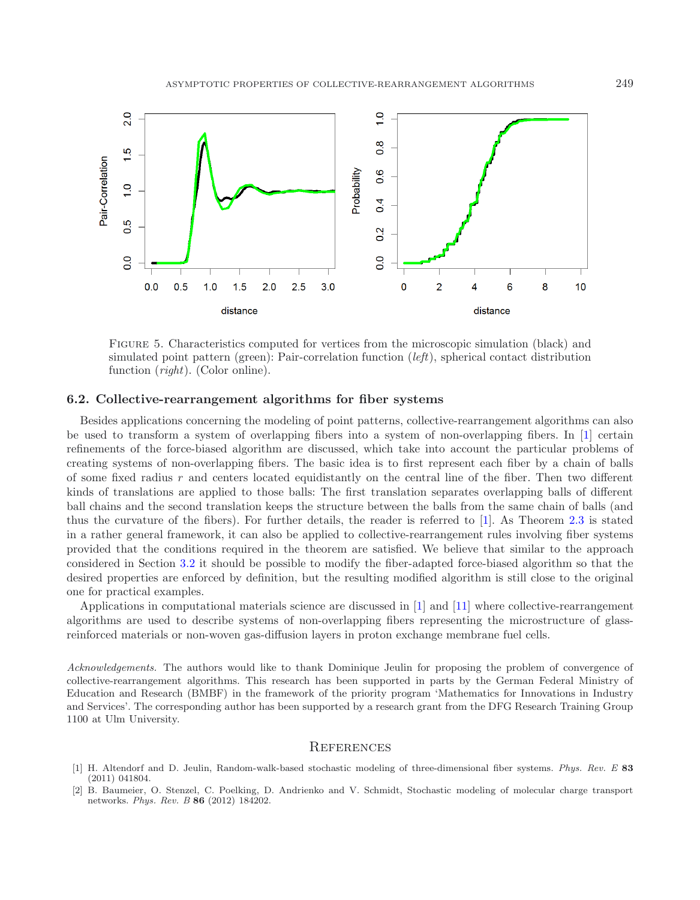Figure 5. Characteristics computed for vertices from the microscopic simulation (black) and simulated point pattern (green): Pair-correlation function (*left*), spherical contact distribution function (*right*). (Color online).

### 6.2. Collective-rearrangement algorithms for fiber systems

Besides applications concerning the modeling of point patterns, collective-rearrangement algorithms can also be used to transform a system of overlapping fibers into a system of non-overlapping fibers. In [1] certain refinements of the force-biased algorithm are discussed, which take into account the particular problems of creating systems of non-overlapping fibers. The basic idea is to first represent each fiber by a chain of balls of some fixed radius $r$ and centers located equidistantly on the central line of the fiber. Then two different kinds of translations are applied to those balls: The first translation separates overlapping balls of different ball chains and the second translation keeps the structure between the balls from the same chain of balls (and thus the curvature of the fibers). For further details, the reader is referred to [1]. As Theorem 2.3 is stated in a rather general framework, it can also be applied to collective-rearrangement rules involving fiber systems provided that the conditions required in the theorem are satisfied. We believe that similar to the approach considered in Section 3.2 it should be possible to modify the fiber-adapted force-biased algorithm so that the desired properties are enforced by definition, but the resulting modified algorithm is still close to the original one for practical examples.

Applications in computational materials science are discussed in [1] and [11] where collective-rearrangement algorithms are used to describe systems of non-overlapping fibers representing the microstructure of glass-reinforced materials or non-woven gas-diffusion layers in proton exchange membrane fuel cells.

*Acknowledgements.* The authors would like to thank Dominique Jeulin for proposing the problem of convergence of collective-rearrangement algorithms. This research has been supported in parts by the German Federal Ministry of Education and Research (BMBF) in the framework of the priority program 'Mathematics for Innovations in Industry and Services'. The corresponding author has been supported by a research grant from the DFG Research Training Group 1100 at Ulm University.

## References

[1] H. Altendorf and D. Jeulin, Random-walk-based stochastic modeling of three-dimensional fiber systems. *Phys. Rev. E* **83** (2011) 041804.

[2] B. Baumeier, O. Stenzel, C. Poelking, D. Andrienko and V. Schmidt, Stochastic modeling of molecular charge transport networks. *Phys. Rev. B* **86** (2012) 184202.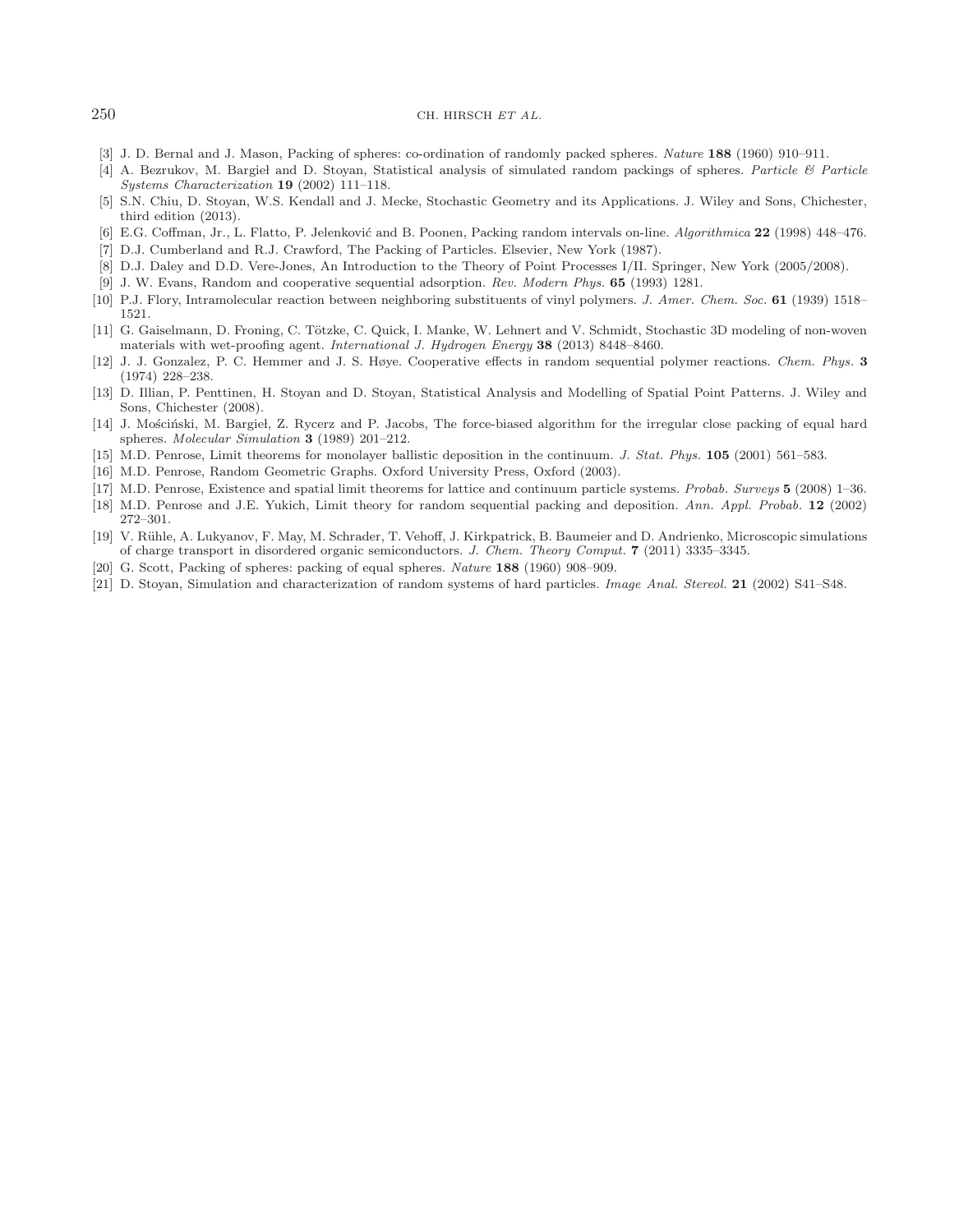[3] J. D. Bernal and J. Mason, Packing of spheres: co-ordination of randomly packed spheres. *Nature* **188** (1960) 910–911.

[4] A. Bezrukov, M. Bargieł and D. Stoyan, Statistical analysis of simulated random packings of spheres. *Particle & Particle Systems Characterization* **19** (2002) 111–118.

[5] S.N. Chiu, D. Stoyan, W.S. Kendall and J. Mecke, Stochastic Geometry and its Applications. J. Wiley and Sons, Chichester, third edition (2013).

[6] E.G. Coffman, Jr., L. Flatto, P. Jelenković and B. Poonen, Packing random intervals on-line. *Algorithmica* **22** (1998) 448–476.

[7] D.J. Cumberland and R.J. Crawford, The Packing of Particles. Elsevier, New York (1987).

[8] D.J. Daley and D.D. Vere-Jones, An Introduction to the Theory of Point Processes I/II. Springer, New York (2005/2008).

[9] J. W. Evans, Random and cooperative sequential adsorption. *Rev. Modern Phys.* **65** (1993) 1281.

[10] P.J. Flory, Intramolecular reaction between neighboring substituents of vinyl polymers. *J. Amer. Chem. Soc.* **61** (1939) 1518–1521.

[11] G. Gaiselmann, D. Froning, C. Tötzke, C. Quick, I. Manke, W. Lehnert and V. Schmidt, Stochastic 3D modeling of non-woven materials with wet-proofing agent. *International J. Hydrogen Energy* **38** (2013) 8448–8460.

[12] J. J. Gonzalez, P. C. Hemmer and J. S. Høye. Cooperative effects in random sequential polymer reactions. *Chem. Phys.* **3** (1974) 228–238.

[13] D. Illian, P. Penttinen, H. Stoyan and D. Stoyan, Statistical Analysis and Modelling of Spatial Point Patterns. J. Wiley and Sons, Chichester (2008).

[14] J. Mościński, M. Bargieł, Z. Rycerz and P. Jacobs, The force-biased algorithm for the irregular close packing of equal hard spheres. *Molecular Simulation* **3** (1989) 201–212.

[15] M.D. Penrose, Limit theorems for monolayer ballistic deposition in the continuum. *J. Stat. Phys.* **105** (2001) 561–583.

[16] M.D. Penrose, Random Geometric Graphs. Oxford University Press, Oxford (2003).

[17] M.D. Penrose, Existence and spatial limit theorems for lattice and continuum particle systems. *Probab. Surveys* **5** (2008) 1–36.

[18] M.D. Penrose and J.E. Yukich, Limit theory for random sequential packing and deposition. *Ann. Appl. Probab.* **12** (2002) 272–301.

[19] V. Rühle, A. Lukyanov, F. May, M. Schrader, T. Vehoff, J. Kirkpatrick, B. Baumeier and D. Andrienko, Microscopic simulations of charge transport in disordered organic semiconductors. *J. Chem. Theory Comput.* **7** (2011) 3335–3345.

[20] G. Scott, Packing of spheres: packing of equal spheres. *Nature* **188** (1960) 908–909.

[21] D. Stoyan, Simulation and characterization of random systems of hard particles. *Image Anal. Stereol.* **21** (2002) S41–S48.